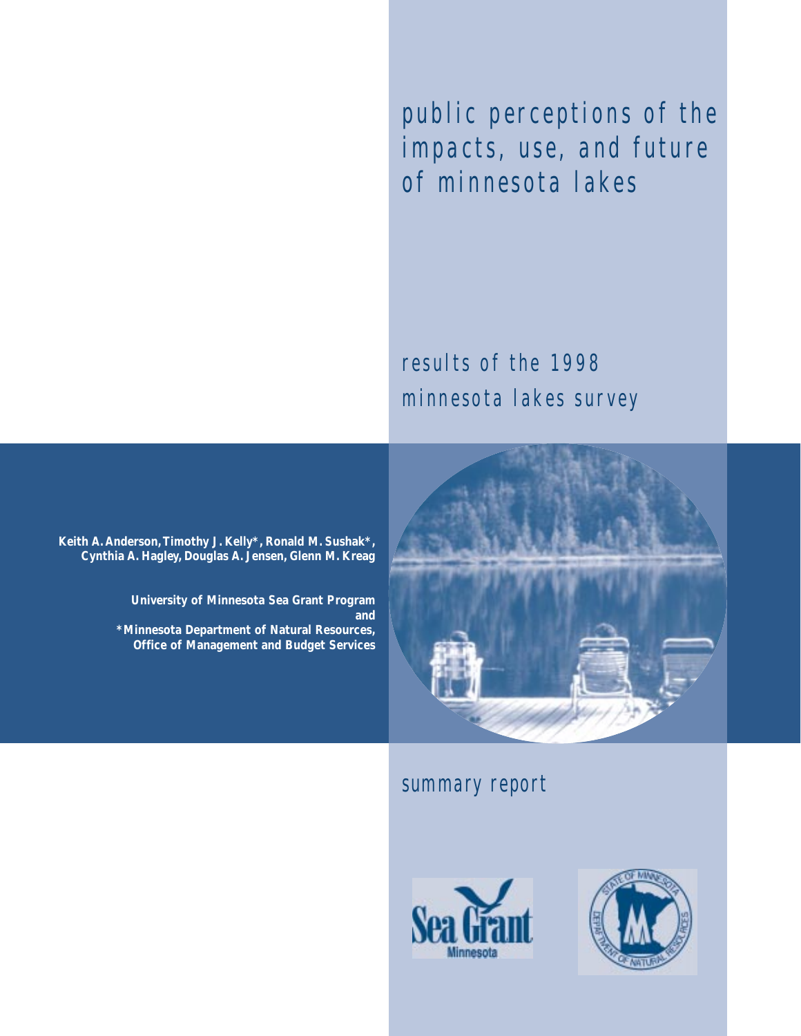# public perceptions of the impacts, use, and future of minnesota lakes

## results of the 1998 minnesota lakes survey

**Keith A. Anderson, Timothy J. Kelly\*, Ronald M. Sushak\*, Cynthia A. Hagley, Douglas A. Jensen, Glenn M. Kreag**

**University of Minnesota Sea Grant Program**
**and**
**\*Minnesota Department of Natural Resources, Office of Management and Budget Services**

## summary report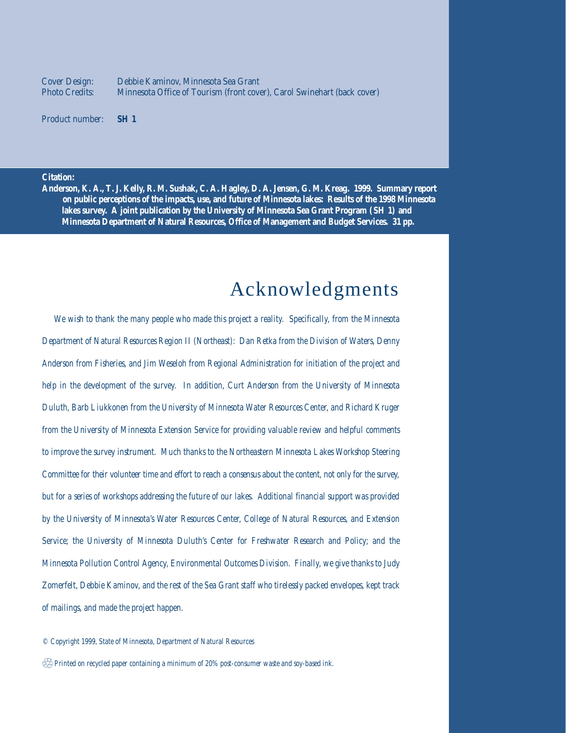Cover Design: Debbie Kaminov, Minnesota Sea Grant
Photo Credits: Minnesota Office of Tourism (front cover), Carol Swinehart (back cover)

Product number: **SH 1**

**Citation:**

**Anderson, K. A., T. J. Kelly, R. M. Sushak, C. A. Hagley, D. A. Jensen, G. M. Kreag. 1999. Summary report on public perceptions of the impacts, use, and future of Minnesota lakes: Results of the 1998 Minnesota lakes survey. A joint publication by the University of Minnesota Sea Grant Program (SH 1) and Minnesota Department of Natural Resources, Office of Management and Budget Services. 31 pp.**

# Acknowledgments

*We wish to thank the many people who made this project a reality. Specifically, from the Minnesota Department of Natural Resources Region II (Northeast): Dan Retka from the Division of Waters, Denny Anderson from Fisheries, and Jim Weseloh from Regional Administration for initiation of the project and help in the development of the survey. In addition, Curt Anderson from the University of Minnesota Duluth, Barb Liukkonen from the University of Minnesota Water Resources Center, and Richard Kruger from the University of Minnesota Extension Service for providing valuable review and helpful comments to improve the survey instrument. Much thanks to the Northeastern Minnesota Lakes Workshop Steering Committee for their volunteer time and effort to reach a consensus about the content, not only for the survey, but for a series of workshops addressing the future of our lakes. Additional financial support was provided by the University of Minnesota's Water Resources Center, College of Natural Resources, and Extension Service; the University of Minnesota Duluth's Center for Freshwater Research and Policy; and the Minnesota Pollution Control Agency, Environmental Outcomes Division. Finally, we give thanks to Judy Zomerfelt, Debbie Kaminov, and the rest of the Sea Grant staff who tirelessly packed envelopes, kept track of mailings, and made the project happen.*

*© Copyright 1999, State of Minnesota, Department of Natural Resources*

*Printed on recycled paper containing a minimum of 20% post-consumer waste and soy-based ink.*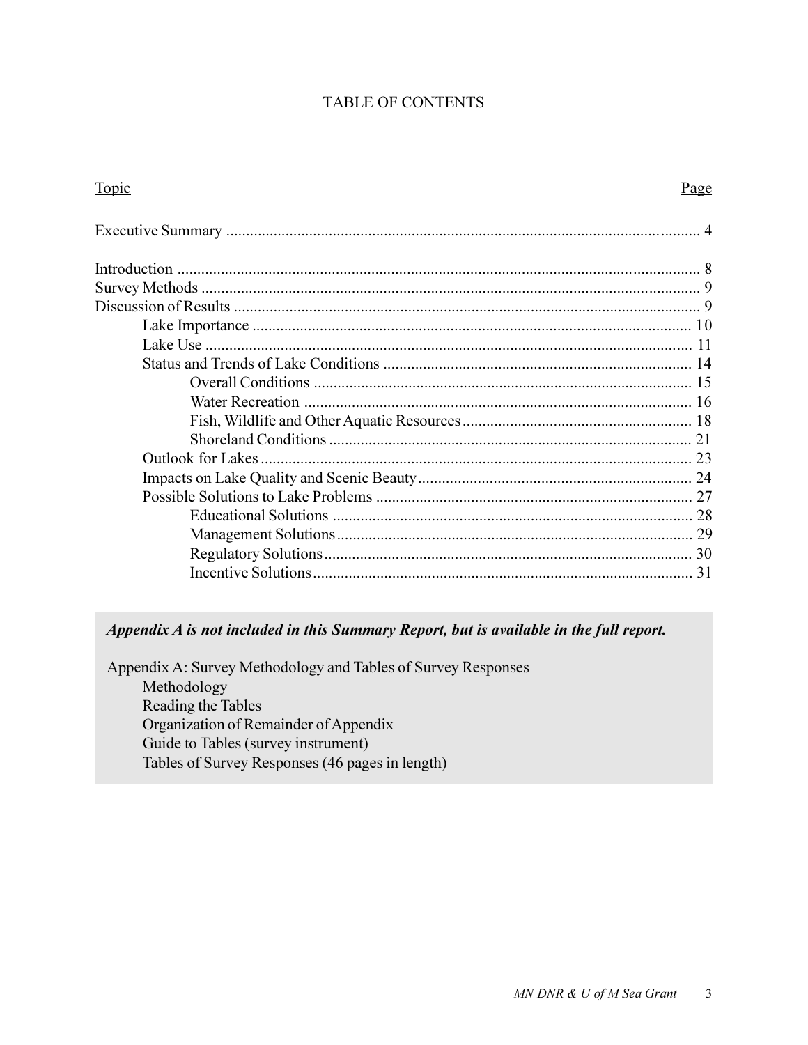# TABLE OF CONTENTS

| Topic | Page |
|---|---|
| Executive Summary | 4 |
| Introduction | 8 |
| Survey Methods | 9 |
| Discussion of Results | 9 |
| Lake Importance | 10 |
| Lake Use | 11 |
| Status and Trends of Lake Conditions | 14 |
| Overall Conditions | 15 |
| Water Recreation | 16 |
| Fish, Wildlife and Other Aquatic Resources | 18 |
| Shoreland Conditions | 21 |
| Outlook for Lakes | 23 |
| Impacts on Lake Quality and Scenic Beauty | 24 |
| Possible Solutions to Lake Problems | 27 |
| Educational Solutions | 28 |
| Management Solutions | 29 |
| Regulatory Solutions | 30 |
| Incentive Solutions | 31 |

***Appendix A is not included in this Summary Report, but is available in the full report.***

Appendix A: Survey Methodology and Tables of Survey Responses
- Methodology
- Reading the Tables
- Organization of Remainder of Appendix
- Guide to Tables (survey instrument)
- Tables of Survey Responses (46 pages in length)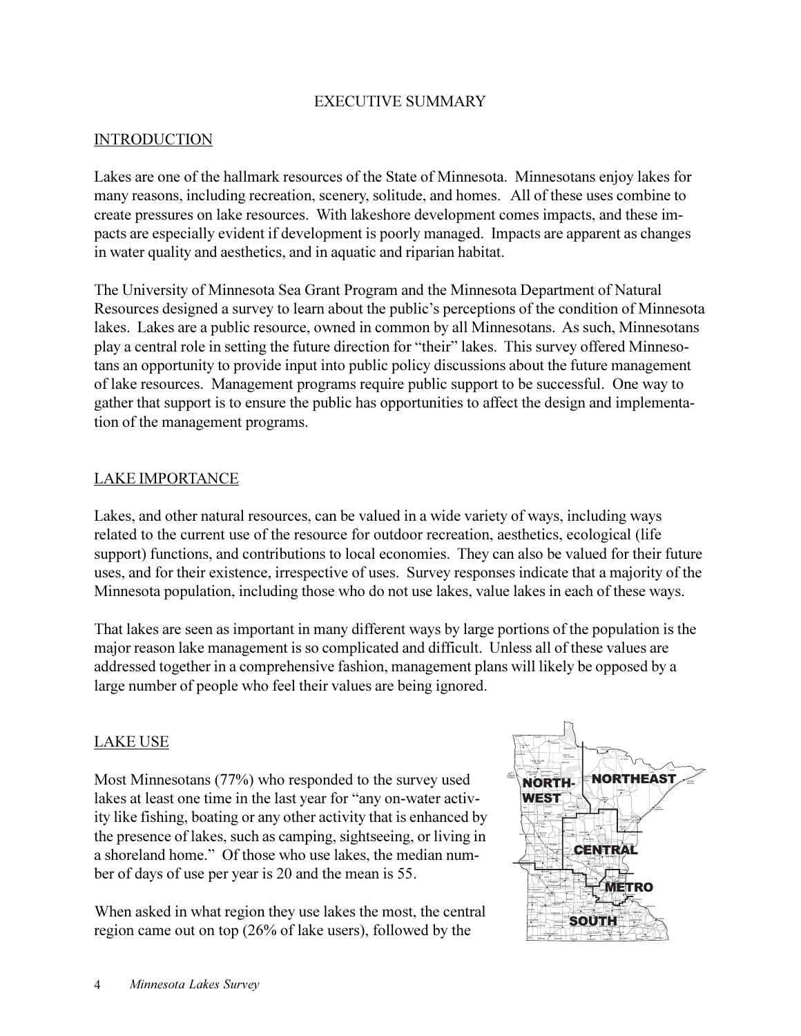# EXECUTIVE SUMMARY

## INTRODUCTION

Lakes are one of the hallmark resources of the State of Minnesota. Minnesotans enjoy lakes for many reasons, including recreation, scenery, solitude, and homes. All of these uses combine to create pressures on lake resources. With lakeshore development comes impacts, and these impacts are especially evident if development is poorly managed. Impacts are apparent as changes in water quality and aesthetics, and in aquatic and riparian habitat.

The University of Minnesota Sea Grant Program and the Minnesota Department of Natural Resources designed a survey to learn about the public's perceptions of the condition of Minnesota lakes. Lakes are a public resource, owned in common by all Minnesotans. As such, Minnesotans play a central role in setting the future direction for "their" lakes. This survey offered Minnesotans an opportunity to provide input into public policy discussions about the future management of lake resources. Management programs require public support to be successful. One way to gather that support is to ensure the public has opportunities to affect the design and implementation of the management programs.

## LAKE IMPORTANCE

Lakes, and other natural resources, can be valued in a wide variety of ways, including ways related to the current use of the resource for outdoor recreation, aesthetics, ecological (life support) functions, and contributions to local economies. They can also be valued for their future uses, and for their existence, irrespective of uses. Survey responses indicate that a majority of the Minnesota population, including those who do not use lakes, value lakes in each of these ways.

That lakes are seen as important in many different ways by large portions of the population is the major reason lake management is so complicated and difficult. Unless all of these values are addressed together in a comprehensive fashion, management plans will likely be opposed by a large number of people who feel their values are being ignored.

## LAKE USE

Most Minnesotans (77%) who responded to the survey used lakes at least one time in the last year for "any on-water activity like fishing, boating or any other activity that is enhanced by the presence of lakes, such as camping, sightseeing, or living in a shoreland home." Of those who use lakes, the median number of days of use per year is 20 and the mean is 55.

NORTHWEST | NORTHEAST | CENTRAL | METRO | SOUTH

When asked in what region they use lakes the most, the central region came out on top (26% of lake users), followed by the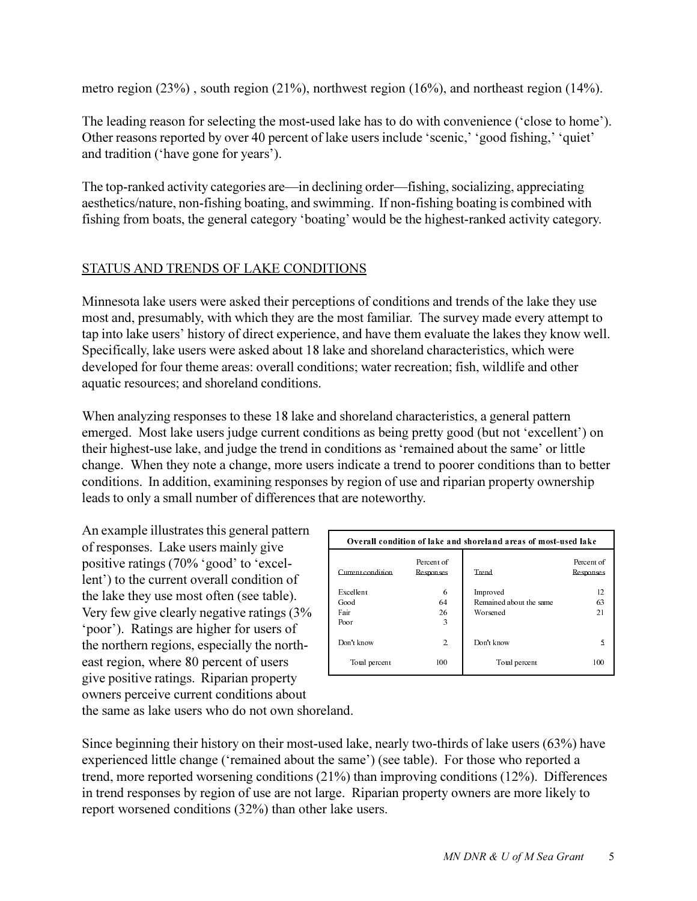metro region (23%) , south region (21%), northwest region (16%), and northeast region (14%).

The leading reason for selecting the most-used lake has to do with convenience ('close to home'). Other reasons reported by over 40 percent of lake users include 'scenic,' 'good fishing,' 'quiet' and tradition ('have gone for years').

The top-ranked activity categories are—in declining order—fishing, socializing, appreciating aesthetics/nature, non-fishing boating, and swimming. If non-fishing boating is combined with fishing from boats, the general category 'boating' would be the highest-ranked activity category.

## STATUS AND TRENDS OF LAKE CONDITIONS

Minnesota lake users were asked their perceptions of conditions and trends of the lake they use most and, presumably, with which they are the most familiar. The survey made every attempt to tap into lake users' history of direct experience, and have them evaluate the lakes they know well. Specifically, lake users were asked about 18 lake and shoreland characteristics, which were developed for four theme areas: overall conditions; water recreation; fish, wildlife and other aquatic resources; and shoreland conditions.

When analyzing responses to these 18 lake and shoreland characteristics, a general pattern emerged. Most lake users judge current conditions as being pretty good (but not 'excellent') on their highest-use lake, and judge the trend in conditions as 'remained about the same' or little change. When they note a change, more users indicate a trend to poorer conditions than to better conditions. In addition, examining responses by region of use and riparian property ownership leads to only a small number of differences that are noteworthy.

An example illustrates this general pattern of responses. Lake users mainly give positive ratings (70% 'good' to 'excellent') to the current overall condition of the lake they use most often (see table). Very few give clearly negative ratings (3% 'poor'). Ratings are higher for users of the northern regions, especially the northeast region, where 80 percent of users give positive ratings. Riparian property owners perceive current conditions about the same as lake users who do not own shoreland.

**Overall condition of lake and shoreland areas of most-used lake**

| Current condition | Percent of Responses | Trend | Percent of Responses |
|---|---|---|---|
| Excellent | 6 | Improved | 12 |
| Good | 64 | Remained about the same | 63 |
| Fair | 26 | Worsened | 21 |
| Poor | 3 | | |
| Don't know | 2 | Don't know | 5 |
| Total percent | 100 | Total percent | 100 |

Since beginning their history on their most-used lake, nearly two-thirds of lake users (63%) have experienced little change ('remained about the same') (see table). For those who reported a trend, more reported worsening conditions (21%) than improving conditions (12%). Differences in trend responses by region of use are not large. Riparian property owners are more likely to report worsened conditions (32%) than other lake users.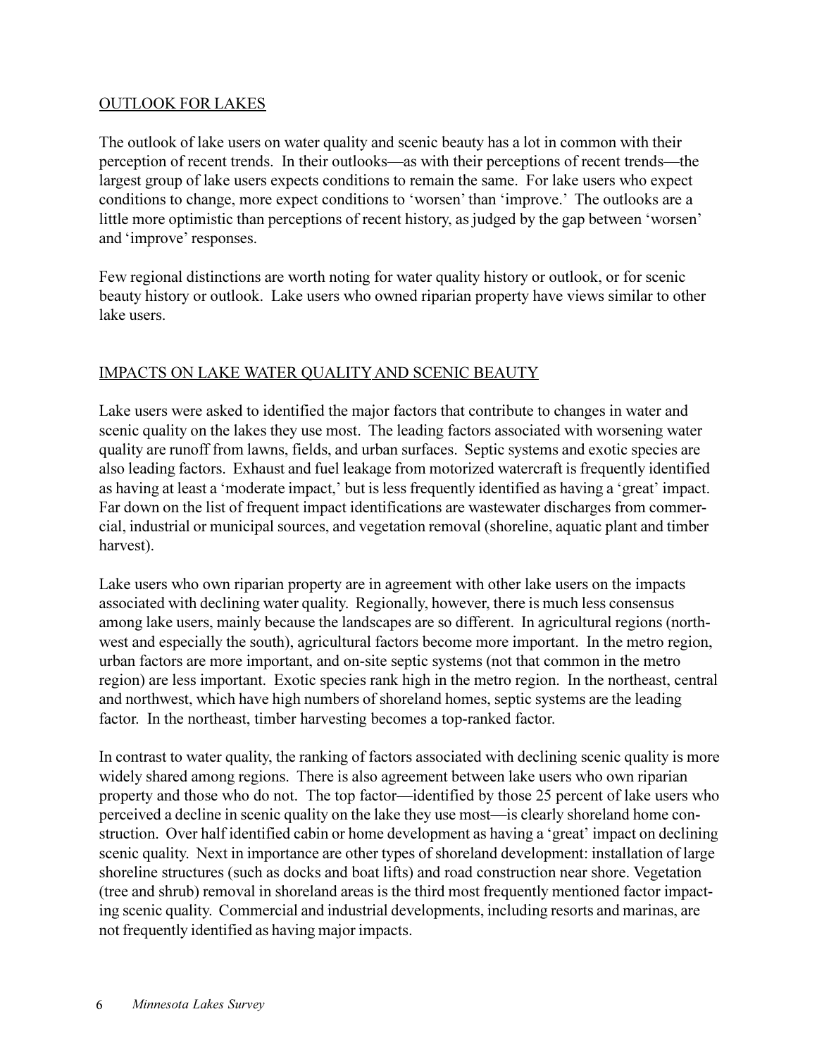## OUTLOOK FOR LAKES

The outlook of lake users on water quality and scenic beauty has a lot in common with their perception of recent trends. In their outlooks—as with their perceptions of recent trends—the largest group of lake users expects conditions to remain the same. For lake users who expect conditions to change, more expect conditions to 'worsen' than 'improve.' The outlooks are a little more optimistic than perceptions of recent history, as judged by the gap between 'worsen' and 'improve' responses.

Few regional distinctions are worth noting for water quality history or outlook, or for scenic beauty history or outlook. Lake users who owned riparian property have views similar to other lake users.

## IMPACTS ON LAKE WATER QUALITY AND SCENIC BEAUTY

Lake users were asked to identified the major factors that contribute to changes in water and scenic quality on the lakes they use most. The leading factors associated with worsening water quality are runoff from lawns, fields, and urban surfaces. Septic systems and exotic species are also leading factors. Exhaust and fuel leakage from motorized watercraft is frequently identified as having at least a 'moderate impact,' but is less frequently identified as having a 'great' impact. Far down on the list of frequent impact identifications are wastewater discharges from commercial, industrial or municipal sources, and vegetation removal (shoreline, aquatic plant and timber harvest).

Lake users who own riparian property are in agreement with other lake users on the impacts associated with declining water quality. Regionally, however, there is much less consensus among lake users, mainly because the landscapes are so different. In agricultural regions (northwest and especially the south), agricultural factors become more important. In the metro region, urban factors are more important, and on-site septic systems (not that common in the metro region) are less important. Exotic species rank high in the metro region. In the northeast, central and northwest, which have high numbers of shoreland homes, septic systems are the leading factor. In the northeast, timber harvesting becomes a top-ranked factor.

In contrast to water quality, the ranking of factors associated with declining scenic quality is more widely shared among regions. There is also agreement between lake users who own riparian property and those who do not. The top factor—identified by those 25 percent of lake users who perceived a decline in scenic quality on the lake they use most—is clearly shoreland home construction. Over half identified cabin or home development as having a 'great' impact on declining scenic quality. Next in importance are other types of shoreland development: installation of large shoreline structures (such as docks and boat lifts) and road construction near shore. Vegetation (tree and shrub) removal in shoreland areas is the third most frequently mentioned factor impacting scenic quality. Commercial and industrial developments, including resorts and marinas, are not frequently identified as having major impacts.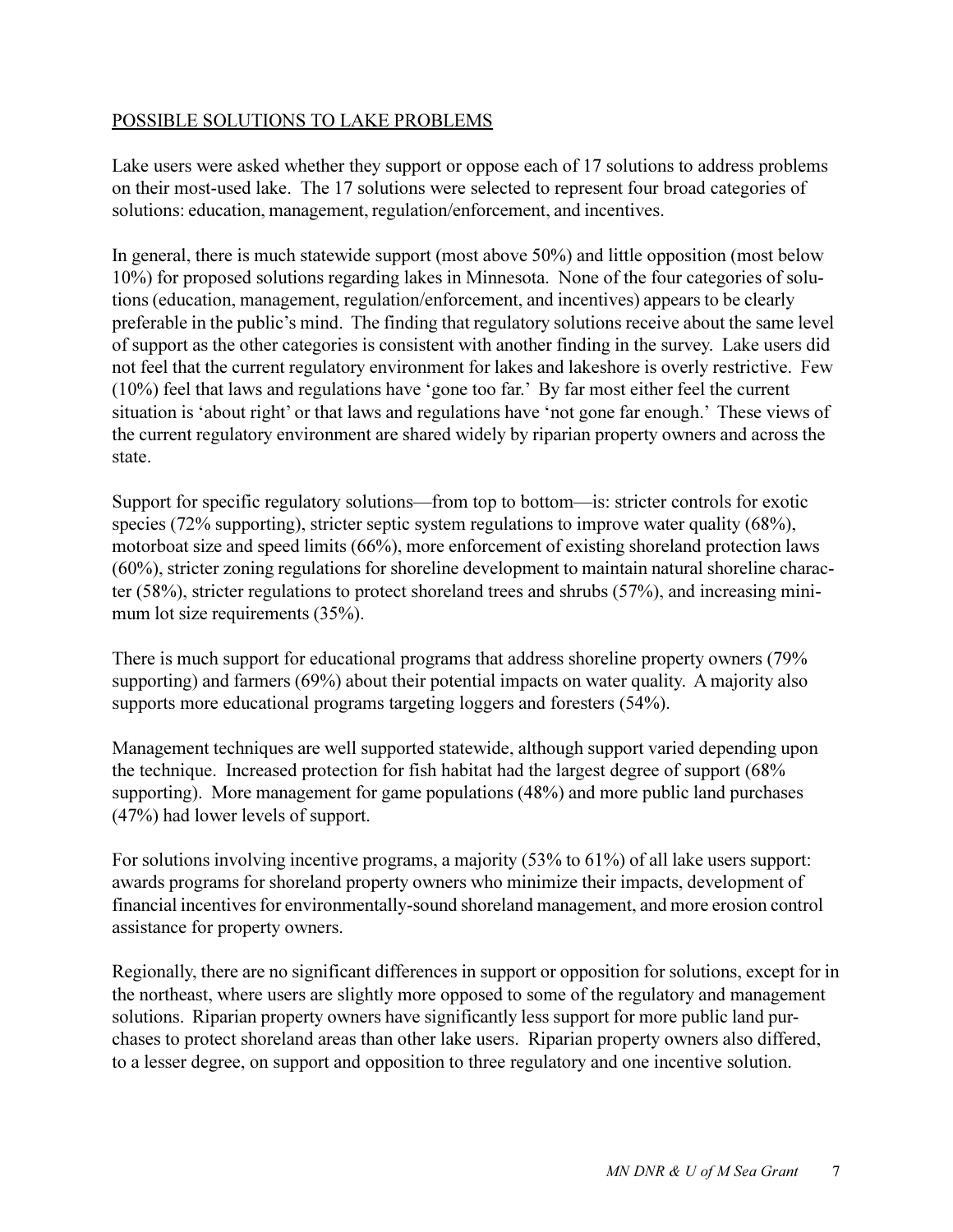## POSSIBLE SOLUTIONS TO LAKE PROBLEMS

Lake users were asked whether they support or oppose each of 17 solutions to address problems on their most-used lake. The 17 solutions were selected to represent four broad categories of solutions: education, management, regulation/enforcement, and incentives.

In general, there is much statewide support (most above 50%) and little opposition (most below 10%) for proposed solutions regarding lakes in Minnesota. None of the four categories of solutions (education, management, regulation/enforcement, and incentives) appears to be clearly preferable in the public's mind. The finding that regulatory solutions receive about the same level of support as the other categories is consistent with another finding in the survey. Lake users did not feel that the current regulatory environment for lakes and lakeshore is overly restrictive. Few (10%) feel that laws and regulations have 'gone too far.' By far most either feel the current situation is 'about right' or that laws and regulations have 'not gone far enough.' These views of the current regulatory environment are shared widely by riparian property owners and across the state.

Support for specific regulatory solutions—from top to bottom—is: stricter controls for exotic species (72% supporting), stricter septic system regulations to improve water quality (68%), motorboat size and speed limits (66%), more enforcement of existing shoreland protection laws (60%), stricter zoning regulations for shoreline development to maintain natural shoreline character (58%), stricter regulations to protect shoreland trees and shrubs (57%), and increasing minimum lot size requirements (35%).

There is much support for educational programs that address shoreline property owners (79% supporting) and farmers (69%) about their potential impacts on water quality. A majority also supports more educational programs targeting loggers and foresters (54%).

Management techniques are well supported statewide, although support varied depending upon the technique. Increased protection for fish habitat had the largest degree of support (68% supporting). More management for game populations (48%) and more public land purchases (47%) had lower levels of support.

For solutions involving incentive programs, a majority (53% to 61%) of all lake users support: awards programs for shoreland property owners who minimize their impacts, development of financial incentives for environmentally-sound shoreland management, and more erosion control assistance for property owners.

Regionally, there are no significant differences in support or opposition for solutions, except for in the northeast, where users are slightly more opposed to some of the regulatory and management solutions. Riparian property owners have significantly less support for more public land purchases to protect shoreland areas than other lake users. Riparian property owners also differed, to a lesser degree, on support and opposition to three regulatory and one incentive solution.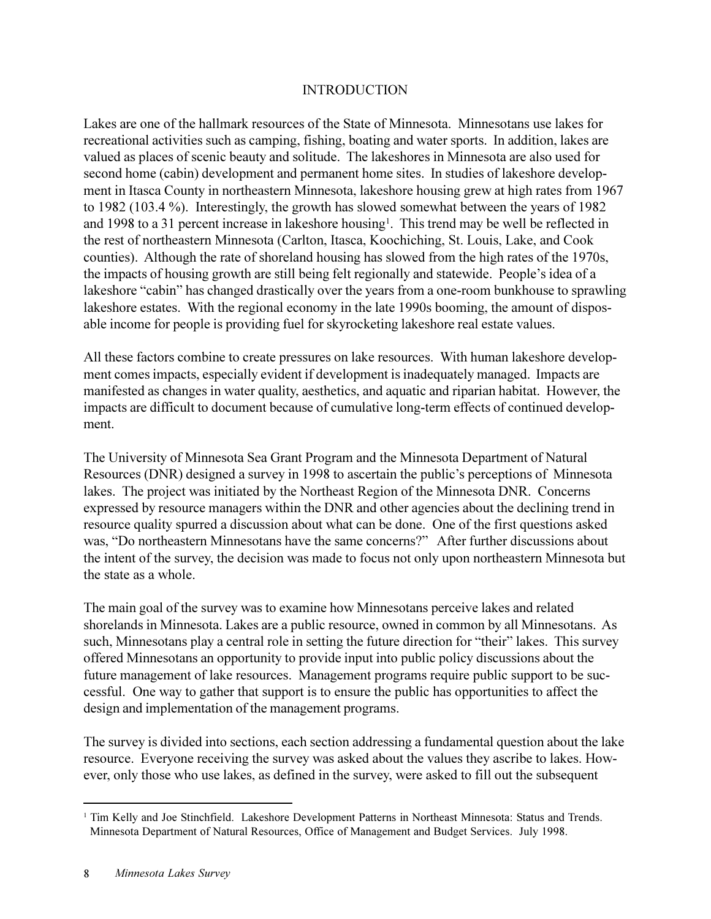# INTRODUCTION

Lakes are one of the hallmark resources of the State of Minnesota. Minnesotans use lakes for recreational activities such as camping, fishing, boating and water sports. In addition, lakes are valued as places of scenic beauty and solitude. The lakeshores in Minnesota are also used for second home (cabin) development and permanent home sites. In studies of lakeshore development in Itasca County in northeastern Minnesota, lakeshore housing grew at high rates from 1967 to 1982 (103.4 %). Interestingly, the growth has slowed somewhat between the years of 1982 and 1998 to a 31 percent increase in lakeshore housing[1]. This trend may be well be reflected in the rest of northeastern Minnesota (Carlton, Itasca, Koochiching, St. Louis, Lake, and Cook counties). Although the rate of shoreland housing has slowed from the high rates of the 1970s, the impacts of housing growth are still being felt regionally and statewide. People's idea of a lakeshore "cabin" has changed drastically over the years from a one-room bunkhouse to sprawling lakeshore estates. With the regional economy in the late 1990s booming, the amount of disposable income for people is providing fuel for skyrocketing lakeshore real estate values.

All these factors combine to create pressures on lake resources. With human lakeshore development comes impacts, especially evident if development is inadequately managed. Impacts are manifested as changes in water quality, aesthetics, and aquatic and riparian habitat. However, the impacts are difficult to document because of cumulative long-term effects of continued development.

The University of Minnesota Sea Grant Program and the Minnesota Department of Natural Resources (DNR) designed a survey in 1998 to ascertain the public's perceptions of Minnesota lakes. The project was initiated by the Northeast Region of the Minnesota DNR. Concerns expressed by resource managers within the DNR and other agencies about the declining trend in resource quality spurred a discussion about what can be done. One of the first questions asked was, "Do northeastern Minnesotans have the same concerns?" After further discussions about the intent of the survey, the decision was made to focus not only upon northeastern Minnesota but the state as a whole.

The main goal of the survey was to examine how Minnesotans perceive lakes and related shorelands in Minnesota. Lakes are a public resource, owned in common by all Minnesotans. As such, Minnesotans play a central role in setting the future direction for "their" lakes. This survey offered Minnesotans an opportunity to provide input into public policy discussions about the future management of lake resources. Management programs require public support to be successful. One way to gather that support is to ensure the public has opportunities to affect the design and implementation of the management programs.

The survey is divided into sections, each section addressing a fundamental question about the lake resource. Everyone receiving the survey was asked about the values they ascribe to lakes. However, only those who use lakes, as defined in the survey, were asked to fill out the subsequent

---

[1] Tim Kelly and Joe Stinchfield. Lakeshore Development Patterns in Northeast Minnesota: Status and Trends. Minnesota Department of Natural Resources, Office of Management and Budget Services. July 1998.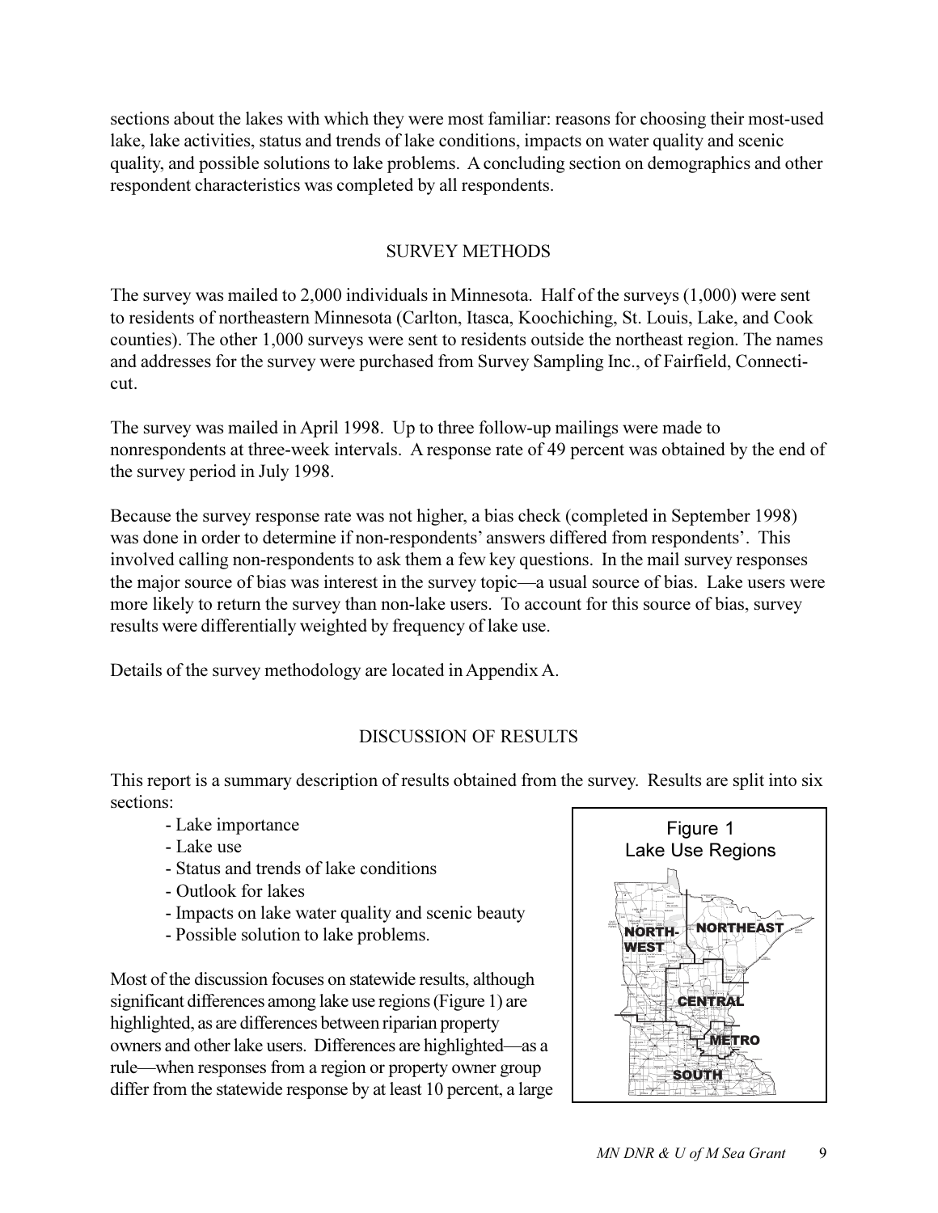sections about the lakes with which they were most familiar: reasons for choosing their most-used lake, lake activities, status and trends of lake conditions, impacts on water quality and scenic quality, and possible solutions to lake problems. A concluding section on demographics and other respondent characteristics was completed by all respondents.

## SURVEY METHODS

The survey was mailed to 2,000 individuals in Minnesota. Half of the surveys (1,000) were sent to residents of northeastern Minnesota (Carlton, Itasca, Koochiching, St. Louis, Lake, and Cook counties). The other 1,000 surveys were sent to residents outside the northeast region. The names and addresses for the survey were purchased from Survey Sampling Inc., of Fairfield, Connecticut.

The survey was mailed in April 1998. Up to three follow-up mailings were made to nonrespondents at three-week intervals. A response rate of 49 percent was obtained by the end of the survey period in July 1998.

Because the survey response rate was not higher, a bias check (completed in September 1998) was done in order to determine if non-respondents' answers differed from respondents'. This involved calling non-respondents to ask them a few key questions. In the mail survey responses the major source of bias was interest in the survey topic—a usual source of bias. Lake users were more likely to return the survey than non-lake users. To account for this source of bias, survey results were differentially weighted by frequency of lake use.

Details of the survey methodology are located in Appendix A.

## DISCUSSION OF RESULTS

This report is a summary description of results obtained from the survey. Results are split into six sections:

- Lake importance
- Lake use
- Status and trends of lake conditions
- Outlook for lakes
- Impacts on lake water quality and scenic beauty
- Possible solution to lake problems.

Most of the discussion focuses on statewide results, although significant differences among lake use regions (Figure 1) are highlighted, as are differences between riparian property owners and other lake users. Differences are highlighted—as a rule—when responses from a region or property owner group differ from the statewide response by at least 10 percent, a large

Figure 1
Lake Use Regions

NORTHWEST
NORTHEAST
CENTRAL
METRO
SOUTH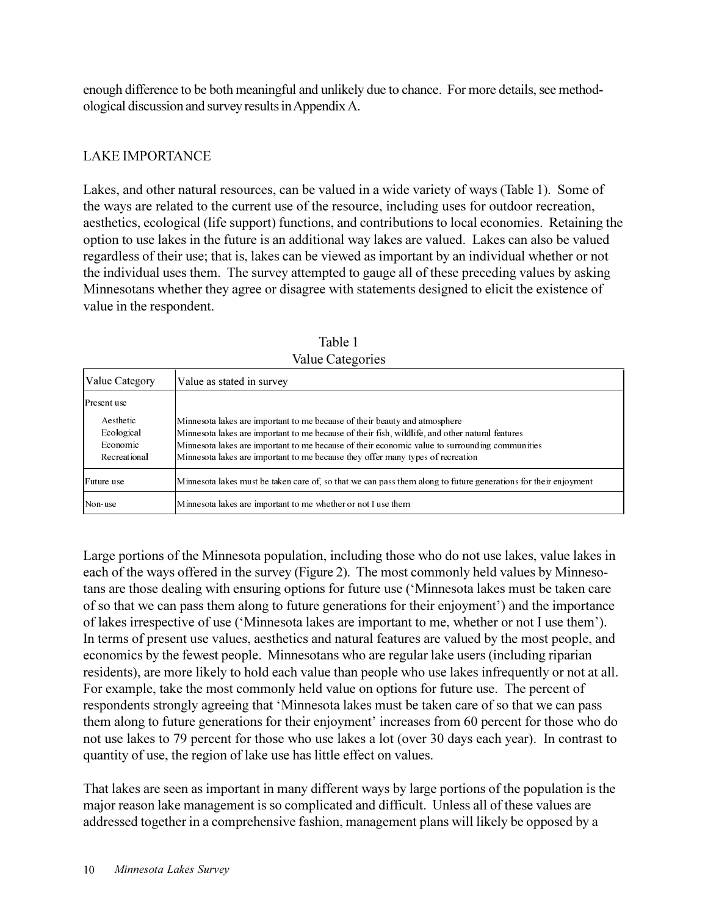enough difference to be both meaningful and unlikely due to chance. For more details, see methodological discussion and survey results in Appendix A.

## LAKE IMPORTANCE

Lakes, and other natural resources, can be valued in a wide variety of ways (Table 1). Some of the ways are related to the current use of the resource, including uses for outdoor recreation, aesthetics, ecological (life support) functions, and contributions to local economies. Retaining the option to use lakes in the future is an additional way lakes are valued. Lakes can also be valued regardless of their use; that is, lakes can be viewed as important by an individual whether or not the individual uses them. The survey attempted to gauge all of these preceding values by asking Minnesotans whether they agree or disagree with statements designed to elicit the existence of value in the respondent.

Table 1
Value Categories

| Value Category | Value as stated in survey |
|---|---|
| Present use | |
| Aesthetic | Minnesota lakes are important to me because of their beauty and atmosphere |
| Ecological | Minnesota lakes are important to me because of their fish, wildlife, and other natural features |
| Economic | Minnesota lakes are important to me because of their economic value to surrounding communities |
| Recreational | Minnesota lakes are important to me because they offer many types of recreation |
| Future use | Minnesota lakes must be taken care of, so that we can pass them along to future generations for their enjoyment |
| Non-use | Minnesota lakes are important to me whether or not I use them |

Large portions of the Minnesota population, including those who do not use lakes, value lakes in each of the ways offered in the survey (Figure 2). The most commonly held values by Minnesotans are those dealing with ensuring options for future use ('Minnesota lakes must be taken care of so that we can pass them along to future generations for their enjoyment') and the importance of lakes irrespective of use ('Minnesota lakes are important to me, whether or not I use them'). In terms of present use values, aesthetics and natural features are valued by the most people, and economics by the fewest people. Minnesotans who are regular lake users (including riparian residents), are more likely to hold each value than people who use lakes infrequently or not at all. For example, take the most commonly held value on options for future use. The percent of respondents strongly agreeing that 'Minnesota lakes must be taken care of so that we can pass them along to future generations for their enjoyment' increases from 60 percent for those who do not use lakes to 79 percent for those who use lakes a lot (over 30 days each year). In contrast to quantity of use, the region of lake use has little effect on values.

That lakes are seen as important in many different ways by large portions of the population is the major reason lake management is so complicated and difficult. Unless all of these values are addressed together in a comprehensive fashion, management plans will likely be opposed by a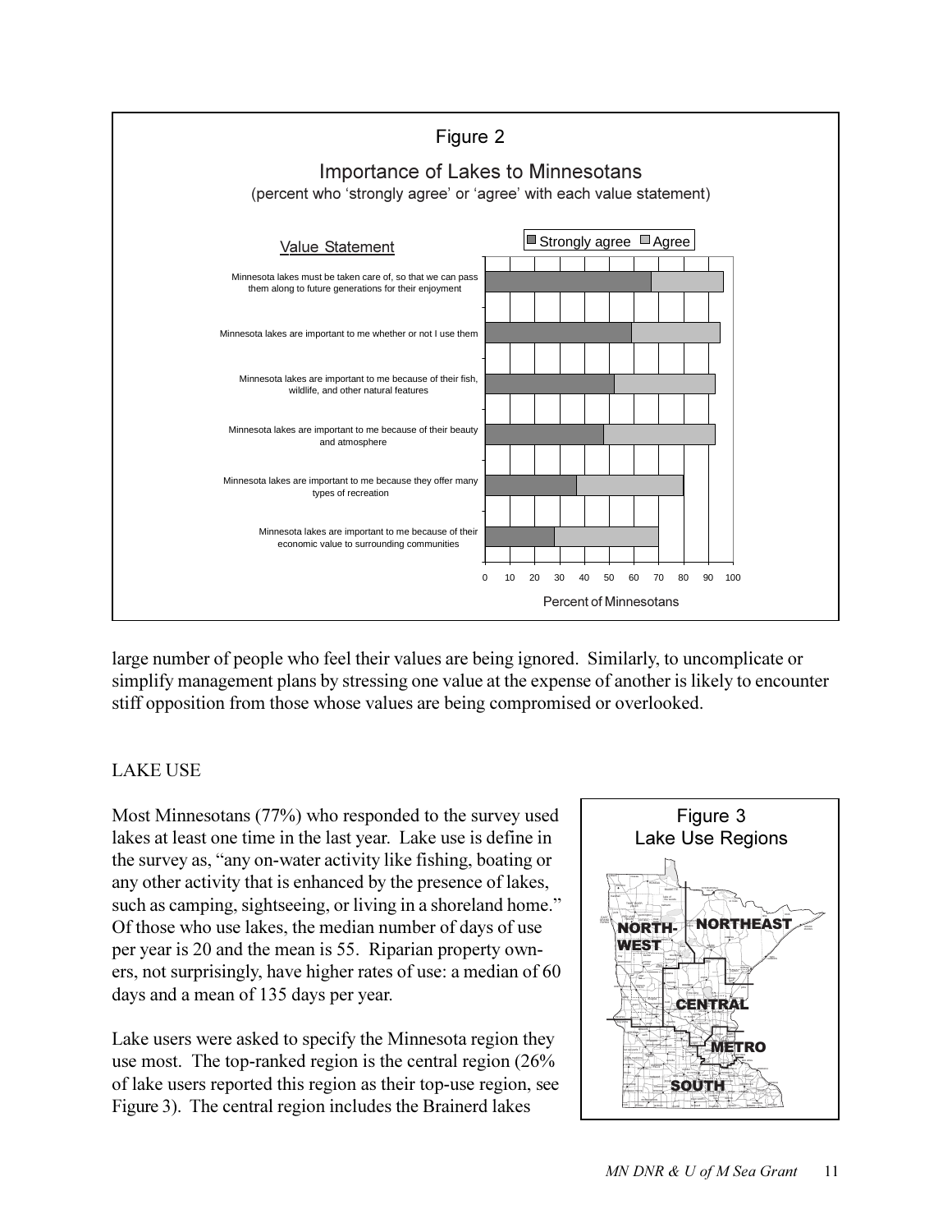Figure 2

Importance of Lakes to Minnesotans

(percent who 'strongly agree' or 'agree' with each value statement)

Value Statement

- Minnesota lakes must be taken care of, so that we can pass them along to future generations for their enjoyment
- Minnesota lakes are important to me whether or not I use them
- Minnesota lakes are important to me because of their fish, wildlife, and other natural features
- Minnesota lakes are important to me because of their beauty and atmosphere
- Minnesota lakes are important to me because they offer many types of recreation
- Minnesota lakes are important to me because of their economic value to surrounding communities

Strongly agree / Agree

Percent of Minnesotans

large number of people who feel their values are being ignored. Similarly, to uncomplicate or simplify management plans by stressing one value at the expense of another is likely to encounter stiff opposition from those whose values are being compromised or overlooked.

## LAKE USE

Most Minnesotans (77%) who responded to the survey used lakes at least one time in the last year. Lake use is define in the survey as, "any on-water activity like fishing, boating or any other activity that is enhanced by the presence of lakes, such as camping, sightseeing, or living in a shoreland home." Of those who use lakes, the median number of days of use per year is 20 and the mean is 55. Riparian property owners, not surprisingly, have higher rates of use: a median of 60 days and a mean of 135 days per year.

Lake users were asked to specify the Minnesota region they use most. The top-ranked region is the central region (26% of lake users reported this region as their top-use region, see Figure 3). The central region includes the Brainerd lakes

Figure 3

Lake Use Regions

NORTHWEST, NORTHEAST, CENTRAL, METRO, SOUTH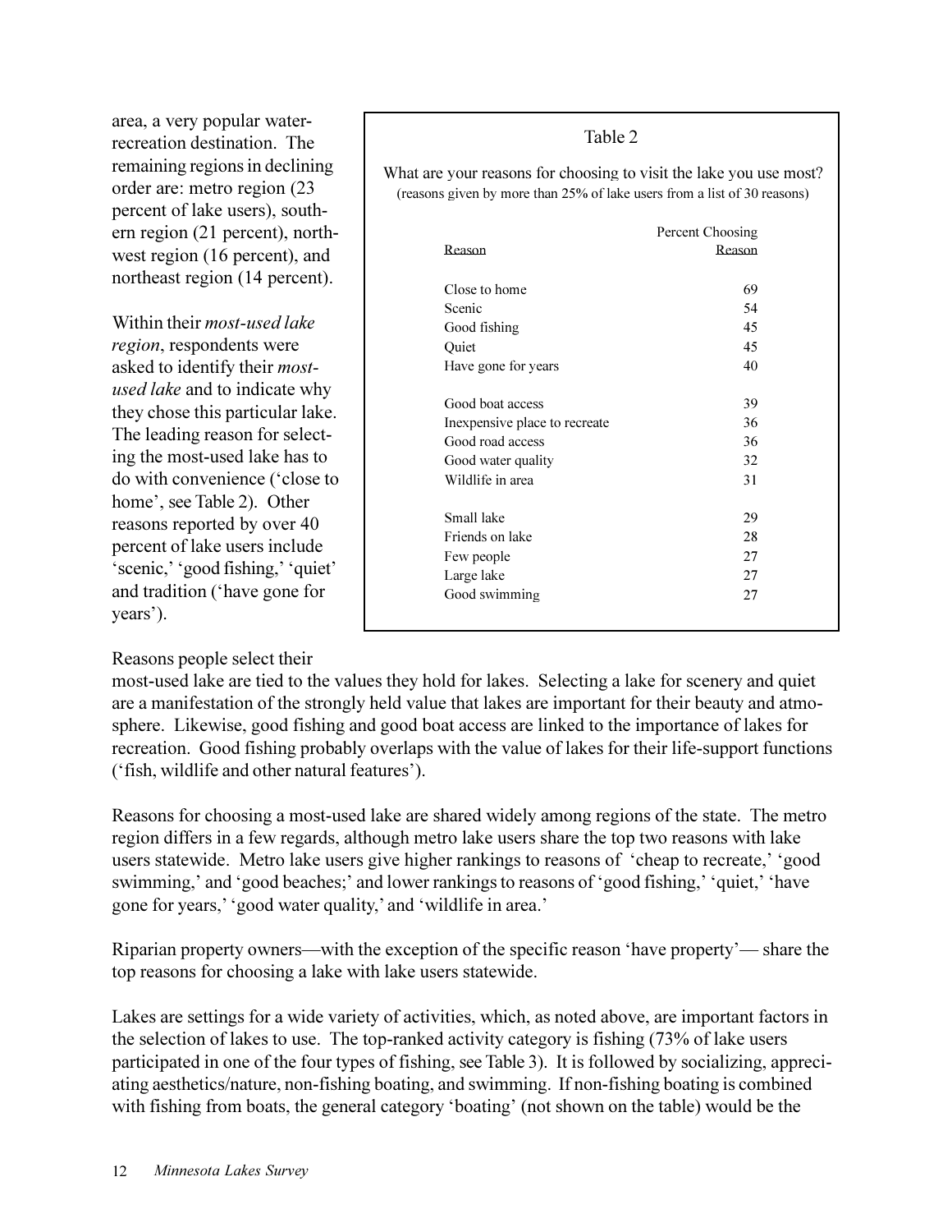area, a very popular water-recreation destination. The remaining regions in declining order are: metro region (23 percent of lake users), southern region (21 percent), northwest region (16 percent), and northeast region (14 percent).

Within their *most-used lake region*, respondents were asked to identify their *most-used lake* and to indicate why they chose this particular lake. The leading reason for selecting the most-used lake has to do with convenience ('close to home', see Table 2). Other reasons reported by over 40 percent of lake users include 'scenic,' 'good fishing,' 'quiet' and tradition ('have gone for years').

Table 2

What are your reasons for choosing to visit the lake you use most?
(reasons given by more than 25% of lake users from a list of 30 reasons)

| Reason | Percent Choosing Reason |
|---|---|
| Close to home | 69 |
| Scenic | 54 |
| Good fishing | 45 |
| Quiet | 45 |
| Have gone for years | 40 |
| Good boat access | 39 |
| Inexpensive place to recreate | 36 |
| Good road access | 36 |
| Good water quality | 32 |
| Wildlife in area | 31 |
| Small lake | 29 |
| Friends on lake | 28 |
| Few people | 27 |
| Large lake | 27 |
| Good swimming | 27 |

Reasons people select their most-used lake are tied to the values they hold for lakes. Selecting a lake for scenery and quiet are a manifestation of the strongly held value that lakes are important for their beauty and atmosphere. Likewise, good fishing and good boat access are linked to the importance of lakes for recreation. Good fishing probably overlaps with the value of lakes for their life-support functions ('fish, wildlife and other natural features').

Reasons for choosing a most-used lake are shared widely among regions of the state. The metro region differs in a few regards, although metro lake users share the top two reasons with lake users statewide. Metro lake users give higher rankings to reasons of 'cheap to recreate,' 'good swimming,' and 'good beaches;' and lower rankings to reasons of 'good fishing,' 'quiet,' 'have gone for years,' 'good water quality,' and 'wildlife in area.'

Riparian property owners—with the exception of the specific reason 'have property'— share the top reasons for choosing a lake with lake users statewide.

Lakes are settings for a wide variety of activities, which, as noted above, are important factors in the selection of lakes to use. The top-ranked activity category is fishing (73% of lake users participated in one of the four types of fishing, see Table 3). It is followed by socializing, appreciating aesthetics/nature, non-fishing boating, and swimming. If non-fishing boating is combined with fishing from boats, the general category 'boating' (not shown on the table) would be the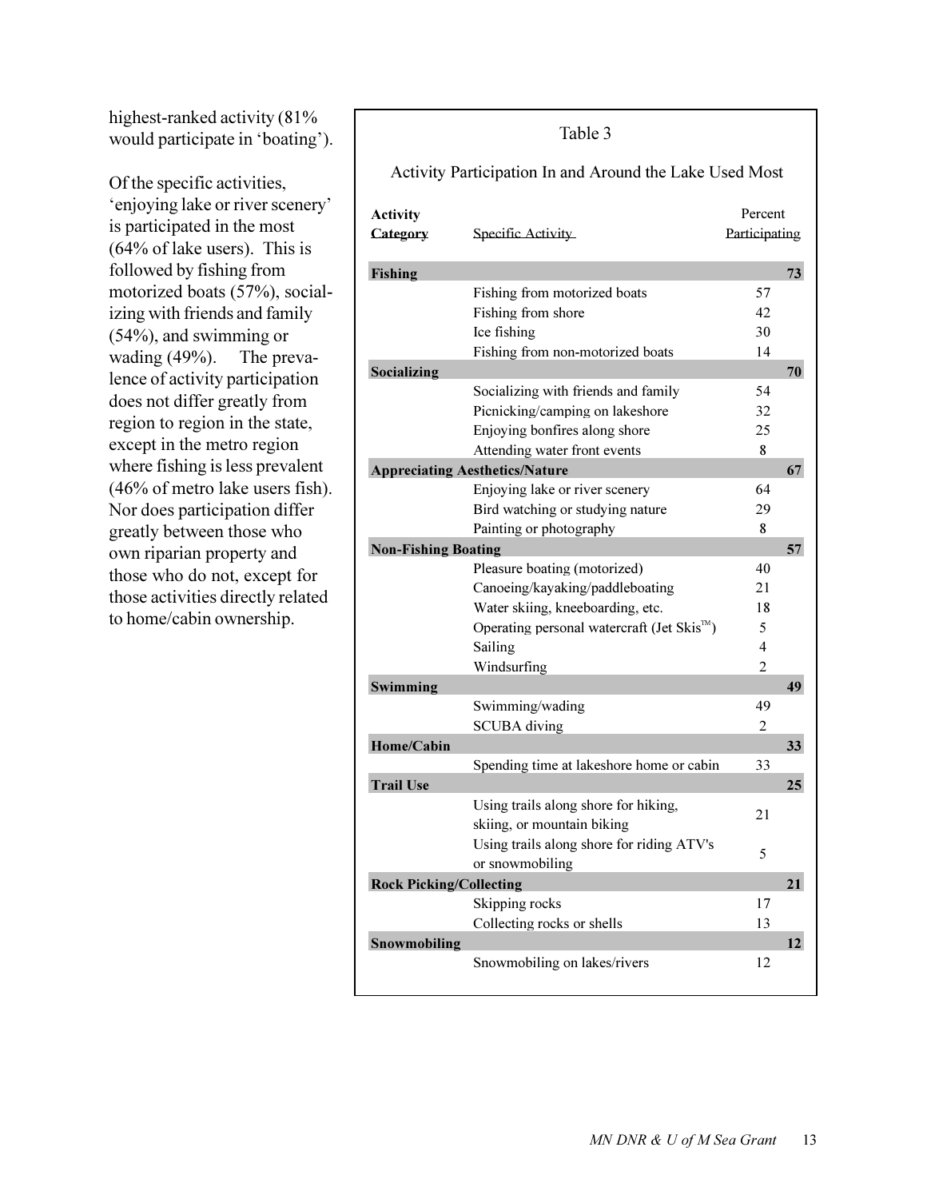highest-ranked activity (81% would participate in 'boating').

Of the specific activities, 'enjoying lake or river scenery' is participated in the most (64% of lake users). This is followed by fishing from motorized boats (57%), socializing with friends and family (54%), and swimming or wading (49%). The prevalence of activity participation does not differ greatly from region to region in the state, except in the metro region where fishing is less prevalent (46% of metro lake users fish). Nor does participation differ greatly between those who own riparian property and those who do not, except for those activities directly related to home/cabin ownership.

Table 3

Activity Participation In and Around the Lake Used Most

| Activity Category | Specific Activity | Percent Participating | |
|---|---|---|---|
| **Fishing** | | | **73** |
| | Fishing from motorized boats | 57 | |
| | Fishing from shore | 42 | |
| | Ice fishing | 30 | |
| | Fishing from non-motorized boats | 14 | |
| **Socializing** | | | **70** |
| | Socializing with friends and family | 54 | |
| | Picnicking/camping on lakeshore | 32 | |
| | Enjoying bonfires along shore | 25 | |
| | Attending water front events | 8 | |
| **Appreciating Aesthetics/Nature** | | | **67** |
| | Enjoying lake or river scenery | 64 | |
| | Bird watching or studying nature | 29 | |
| | Painting or photography | 8 | |
| **Non-Fishing Boating** | | | **57** |
| | Pleasure boating (motorized) | 40 | |
| | Canoeing/kayaking/paddleboating | 21 | |
| | Water skiing, kneeboarding, etc. | 18 | |
| | Operating personal watercraft (Jet Skis™) | 5 | |
| | Sailing | 4 | |
| | Windsurfing | 2 | |
| **Swimming** | | | **49** |
| | Swimming/wading | 49 | |
| | SCUBA diving | 2 | |
| **Home/Cabin** | | | **33** |
| | Spending time at lakeshore home or cabin | 33 | |
| **Trail Use** | | | **25** |
| | Using trails along shore for hiking, skiing, or mountain biking | 21 | |
| | Using trails along shore for riding ATV's or snowmobiling | 5 | |
| **Rock Picking/Collecting** | | | **21** |
| | Skipping rocks | 17 | |
| | Collecting rocks or shells | 13 | |
| **Snowmobiling** | | | **12** |
| | Snowmobiling on lakes/rivers | 12 | |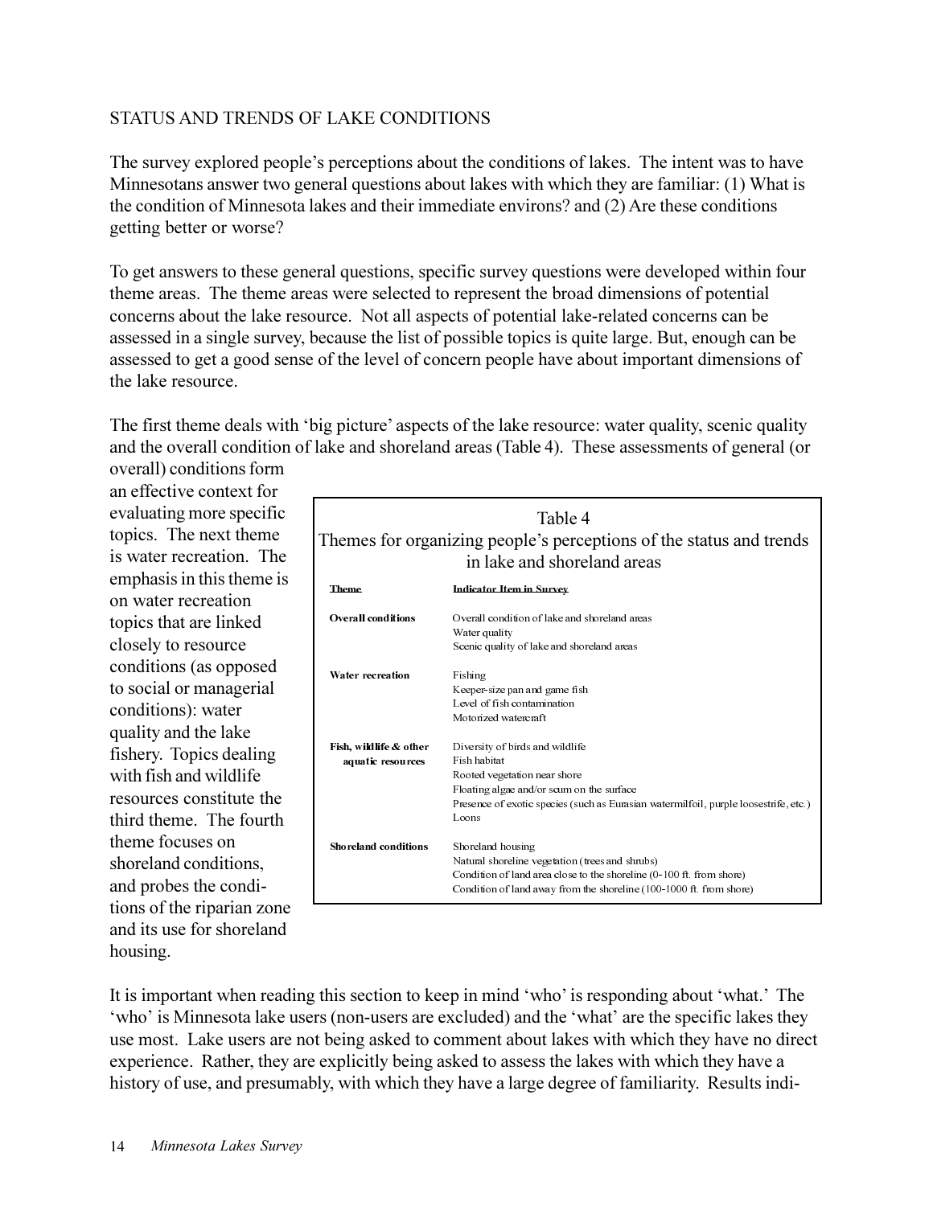## STATUS AND TRENDS OF LAKE CONDITIONS

The survey explored people's perceptions about the conditions of lakes. The intent was to have Minnesotans answer two general questions about lakes with which they are familiar: (1) What is the condition of Minnesota lakes and their immediate environs? and (2) Are these conditions getting better or worse?

To get answers to these general questions, specific survey questions were developed within four theme areas. The theme areas were selected to represent the broad dimensions of potential concerns about the lake resource. Not all aspects of potential lake-related concerns can be assessed in a single survey, because the list of possible topics is quite large. But, enough can be assessed to get a good sense of the level of concern people have about important dimensions of the lake resource.

The first theme deals with 'big picture' aspects of the lake resource: water quality, scenic quality and the overall condition of lake and shoreland areas (Table 4). These assessments of general (or overall) conditions form an effective context for evaluating more specific topics. The next theme is water recreation. The emphasis in this theme is on water recreation topics that are linked closely to resource conditions (as opposed to social or managerial conditions): water quality and the lake fishery. Topics dealing with fish and wildlife resources constitute the third theme. The fourth theme focuses on shoreland conditions, and probes the conditions of the riparian zone and its use for shoreland housing.

Table 4
Themes for organizing people's perceptions of the status and trends in lake and shoreland areas

| Theme | Indicator Item in Survey |
|---|---|
| **Overall conditions** | Overall condition of lake and shoreland areas |
| | Water quality |
| | Scenic quality of lake and shoreland areas |
| **Water recreation** | Fishing |
| | Keeper-size pan and game fish |
| | Level of fish contamination |
| | Motorized watercraft |
| **Fish, wildlife & other aquatic resources** | Diversity of birds and wildlife |
| | Fish habitat |
| | Rooted vegetation near shore |
| | Floating algae and/or scum on the surface |
| | Presence of exotic species (such as Eurasian watermilfoil, purple loosestrife, etc.) |
| | Loons |
| **Shoreland conditions** | Shoreland housing |
| | Natural shoreline vegetation (trees and shrubs) |
| | Condition of land area close to the shoreline (0-100 ft. from shore) |
| | Condition of land away from the shoreline (100-1000 ft. from shore) |

It is important when reading this section to keep in mind 'who' is responding about 'what.' The 'who' is Minnesota lake users (non-users are excluded) and the 'what' are the specific lakes they use most. Lake users are not being asked to comment about lakes with which they have no direct experience. Rather, they are explicitly being asked to assess the lakes with which they have a history of use, and presumably, with which they have a large degree of familiarity. Results indi-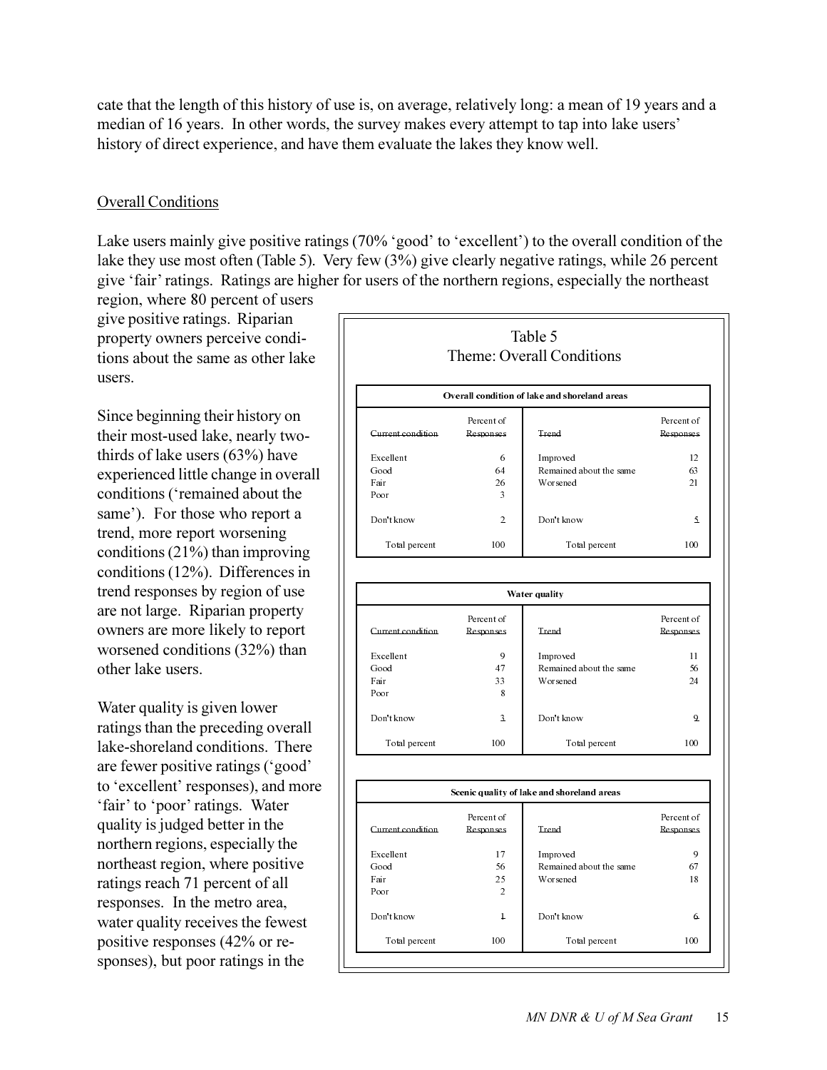cate that the length of this history of use is, on average, relatively long: a mean of 19 years and a median of 16 years. In other words, the survey makes every attempt to tap into lake users' history of direct experience, and have them evaluate the lakes they know well.

## Overall Conditions

Lake users mainly give positive ratings (70% 'good' to 'excellent') to the overall condition of the lake they use most often (Table 5). Very few (3%) give clearly negative ratings, while 26 percent give 'fair' ratings. Ratings are higher for users of the northern regions, especially the northeast region, where 80 percent of users give positive ratings. Riparian property owners perceive conditions about the same as other lake users.

Since beginning their history on their most-used lake, nearly two-thirds of lake users (63%) have experienced little change in overall conditions ('remained about the same'). For those who report a trend, more report worsening conditions (21%) than improving conditions (12%). Differences in trend responses by region of use are not large. Riparian property owners are more likely to report worsened conditions (32%) than other lake users.

Water quality is given lower ratings than the preceding overall lake-shoreland conditions. There are fewer positive ratings ('good' to 'excellent' responses), and more 'fair' to 'poor' ratings. Water quality is judged better in the northern regions, especially the northeast region, where positive ratings reach 71 percent of all responses. In the metro area, water quality receives the fewest positive responses (42% or responses), but poor ratings in the

Table 5
Theme: Overall Conditions

**Overall condition of lake and shoreland areas**

| Current condition | Percent of Responses | Trend | Percent of Responses |
|---|---|---|---|
| Excellent | 6 | Improved | 12 |
| Good | 64 | Remained about the same | 63 |
| Fair | 26 | Worsened | 21 |
| Poor | 3 | | |
| Don't know | 2 | Don't know | 5 |
| Total percent | 100 | Total percent | 100 |

**Water quality**

| Current condition | Percent of Responses | Trend | Percent of Responses |
|---|---|---|---|
| Excellent | 9 | Improved | 11 |
| Good | 47 | Remained about the same | 56 |
| Fair | 33 | Worsened | 24 |
| Poor | 8 | | |
| Don't know | 3 | Don't know | 9 |
| Total percent | 100 | Total percent | 100 |

**Scenic quality of lake and shoreland areas**

| Current condition | Percent of Responses | Trend | Percent of Responses |
|---|---|---|---|
| Excellent | 17 | Improved | 9 |
| Good | 56 | Remained about the same | 67 |
| Fair | 25 | Worsened | 18 |
| Poor | 2 | | |
| Don't know | 1 | Don't know | 6 |
| Total percent | 100 | Total percent | 100 |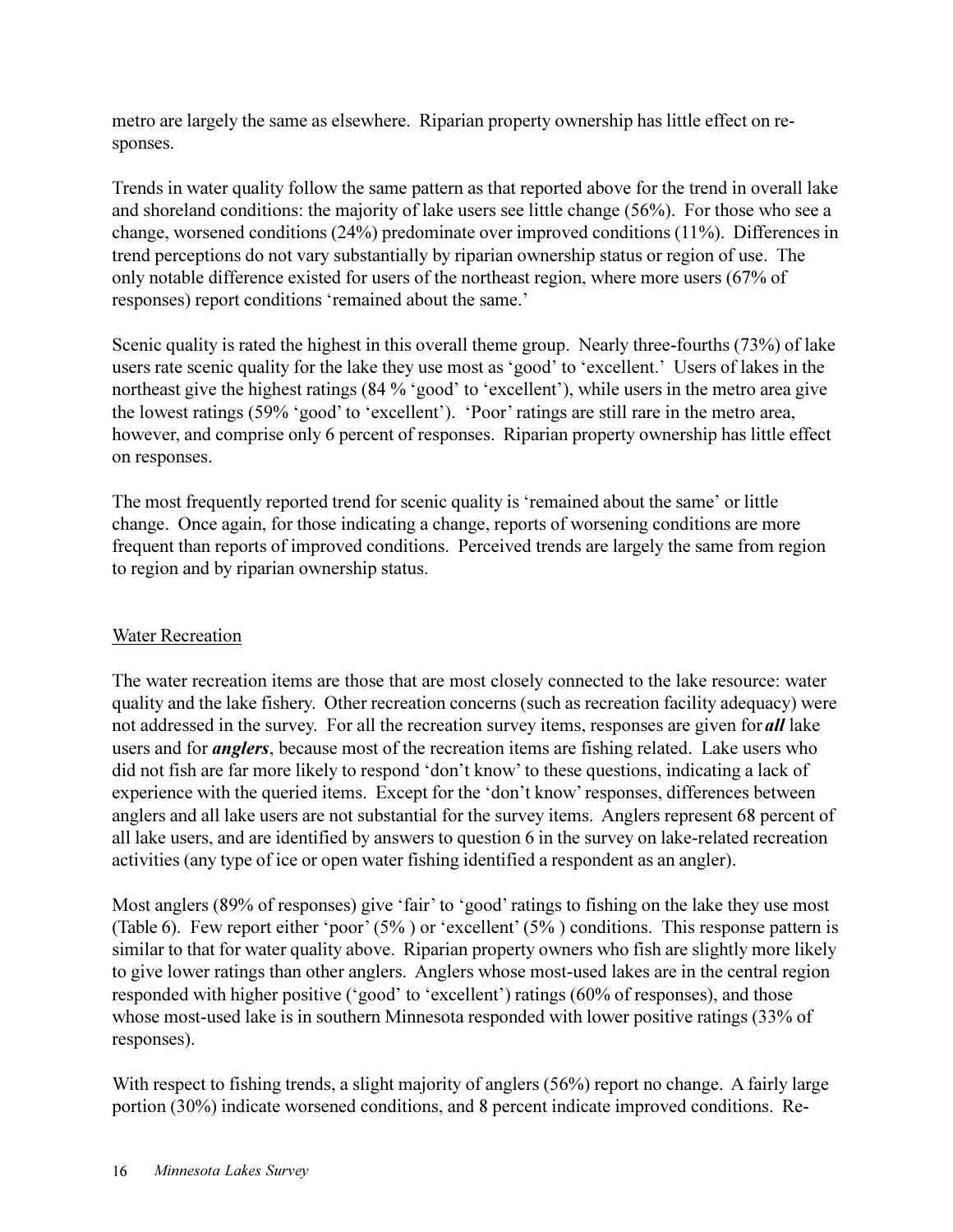metro are largely the same as elsewhere. Riparian property ownership has little effect on responses.

Trends in water quality follow the same pattern as that reported above for the trend in overall lake and shoreland conditions: the majority of lake users see little change (56%). For those who see a change, worsened conditions (24%) predominate over improved conditions (11%). Differences in trend perceptions do not vary substantially by riparian ownership status or region of use. The only notable difference existed for users of the northeast region, where more users (67% of responses) report conditions 'remained about the same.'

Scenic quality is rated the highest in this overall theme group. Nearly three-fourths (73%) of lake users rate scenic quality for the lake they use most as 'good' to 'excellent.' Users of lakes in the northeast give the highest ratings (84 % 'good' to 'excellent'), while users in the metro area give the lowest ratings (59% 'good' to 'excellent'). 'Poor' ratings are still rare in the metro area, however, and comprise only 6 percent of responses. Riparian property ownership has little effect on responses.

The most frequently reported trend for scenic quality is 'remained about the same' or little change. Once again, for those indicating a change, reports of worsening conditions are more frequent than reports of improved conditions. Perceived trends are largely the same from region to region and by riparian ownership status.

Water Recreation

The water recreation items are those that are most closely connected to the lake resource: water quality and the lake fishery. Other recreation concerns (such as recreation facility adequacy) were not addressed in the survey. For all the recreation survey items, responses are given for ***all*** lake users and for ***anglers***, because most of the recreation items are fishing related. Lake users who did not fish are far more likely to respond 'don't know' to these questions, indicating a lack of experience with the queried items. Except for the 'don't know' responses, differences between anglers and all lake users are not substantial for the survey items. Anglers represent 68 percent of all lake users, and are identified by answers to question 6 in the survey on lake-related recreation activities (any type of ice or open water fishing identified a respondent as an angler).

Most anglers (89% of responses) give 'fair' to 'good' ratings to fishing on the lake they use most (Table 6). Few report either 'poor' (5% ) or 'excellent' (5% ) conditions. This response pattern is similar to that for water quality above. Riparian property owners who fish are slightly more likely to give lower ratings than other anglers. Anglers whose most-used lakes are in the central region responded with higher positive ('good' to 'excellent') ratings (60% of responses), and those whose most-used lake is in southern Minnesota responded with lower positive ratings (33% of responses).

With respect to fishing trends, a slight majority of anglers (56%) report no change. A fairly large portion (30%) indicate worsened conditions, and 8 percent indicate improved conditions. Re-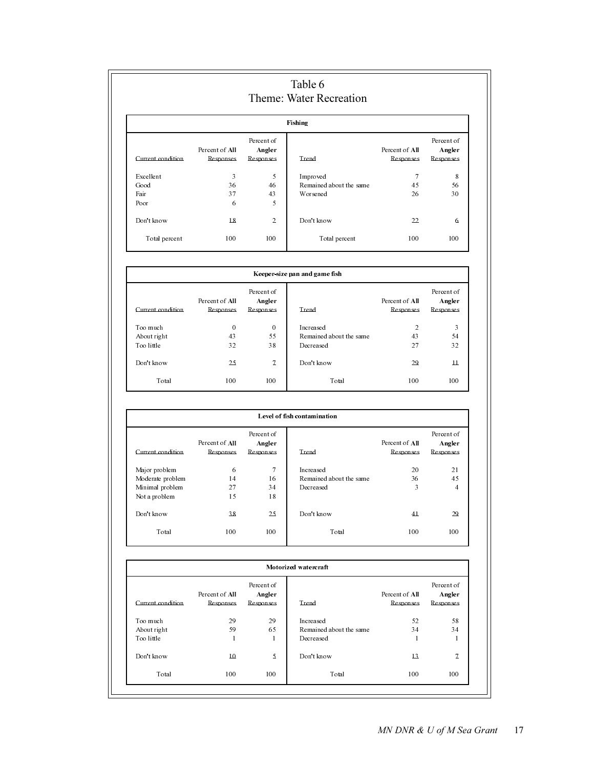# Table 6
## Theme: Water Recreation

| Fishing | | | | | |
|---|---|---|---|---|---|
| Current condition | Percent of **All** Responses | Percent of **Angler** Responses | Trend | Percent of **All** Responses | Percent of **Angler** Responses |
| Excellent | 3 | 5 | Improved | 7 | 8 |
| Good | 36 | 46 | Remained about the same | 45 | 56 |
| Fair | 37 | 43 | Worsened | 26 | 30 |
| Poor | 6 | 5 | | | |
| Don't know | 18 | 2 | Don't know | 22 | 6 |
| Total percent | 100 | 100 | Total percent | 100 | 100 |

| Keeper-size pan and game fish | | | | | |
|---|---|---|---|---|---|
| Current condition | Percent of **All** Responses | Percent of **Angler** Responses | Trend | Percent of **All** Responses | Percent of **Angler** Responses |
| Too much | 0 | 0 | Increased | 2 | 3 |
| About right | 43 | 55 | Remained about the same | 43 | 54 |
| Too little | 32 | 38 | Decreased | 27 | 32 |
| Don't know | 25 | 7 | Don't know | 29 | 11 |
| Total | 100 | 100 | Total | 100 | 100 |

| Level of fish contamination | | | | | |
|---|---|---|---|---|---|
| Current condition | Percent of **All** Responses | Percent of **Angler** Responses | Trend | Percent of **All** Responses | Percent of **Angler** Responses |
| Major problem | 6 | 7 | Increased | 20 | 21 |
| Moderate problem | 14 | 16 | Remained about the same | 36 | 45 |
| Minimal problem | 27 | 34 | Decreased | 3 | 4 |
| Not a problem | 15 | 18 | | | |
| Don't know | 38 | 25 | Don't know | 41 | 29 |
| Total | 100 | 100 | Total | 100 | 100 |

| Motorized watercraft | | | | | |
|---|---|---|---|---|---|
| Current condition | Percent of **All** Responses | Percent of **Angler** Responses | Trend | Percent of **All** Responses | Percent of **Angler** Responses |
| Too much | 29 | 29 | Increased | 52 | 58 |
| About right | 59 | 65 | Remained about the same | 34 | 34 |
| Too little | 1 | 1 | Decreased | 1 | 1 |
| Don't know | 10 | 5 | Don't know | 13 | 7 |
| Total | 100 | 100 | Total | 100 | 100 |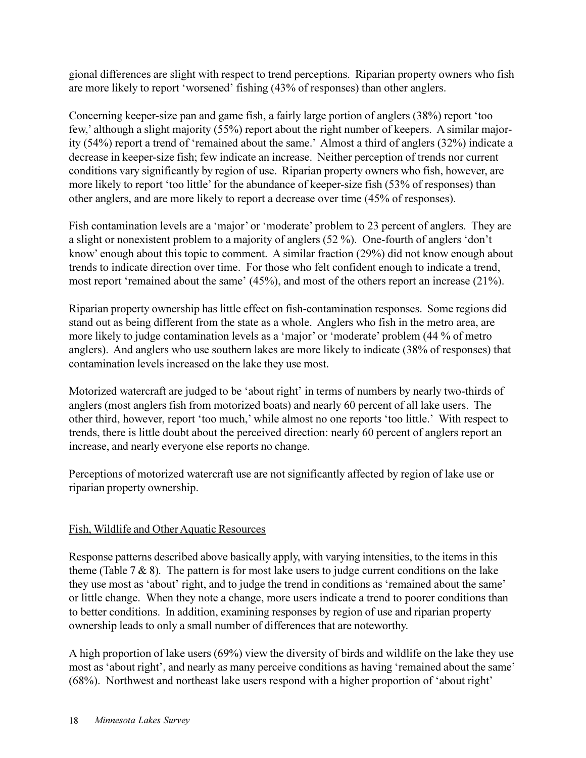gional differences are slight with respect to trend perceptions. Riparian property owners who fish are more likely to report 'worsened' fishing (43% of responses) than other anglers.

Concerning keeper-size pan and game fish, a fairly large portion of anglers (38%) report 'too few,' although a slight majority (55%) report about the right number of keepers. A similar majority (54%) report a trend of 'remained about the same.' Almost a third of anglers (32%) indicate a decrease in keeper-size fish; few indicate an increase. Neither perception of trends nor current conditions vary significantly by region of use. Riparian property owners who fish, however, are more likely to report 'too little' for the abundance of keeper-size fish (53% of responses) than other anglers, and are more likely to report a decrease over time (45% of responses).

Fish contamination levels are a 'major' or 'moderate' problem to 23 percent of anglers. They are a slight or nonexistent problem to a majority of anglers (52 %). One-fourth of anglers 'don't know' enough about this topic to comment. A similar fraction (29%) did not know enough about trends to indicate direction over time. For those who felt confident enough to indicate a trend, most report 'remained about the same' (45%), and most of the others report an increase (21%).

Riparian property ownership has little effect on fish-contamination responses. Some regions did stand out as being different from the state as a whole. Anglers who fish in the metro area, are more likely to judge contamination levels as a 'major' or 'moderate' problem (44 % of metro anglers). And anglers who use southern lakes are more likely to indicate (38% of responses) that contamination levels increased on the lake they use most.

Motorized watercraft are judged to be 'about right' in terms of numbers by nearly two-thirds of anglers (most anglers fish from motorized boats) and nearly 60 percent of all lake users. The other third, however, report 'too much,' while almost no one reports 'too little.' With respect to trends, there is little doubt about the perceived direction: nearly 60 percent of anglers report an increase, and nearly everyone else reports no change.

Perceptions of motorized watercraft use are not significantly affected by region of lake use or riparian property ownership.

## Fish, Wildlife and Other Aquatic Resources

Response patterns described above basically apply, with varying intensities, to the items in this theme (Table 7 & 8). The pattern is for most lake users to judge current conditions on the lake they use most as 'about' right, and to judge the trend in conditions as 'remained about the same' or little change. When they note a change, more users indicate a trend to poorer conditions than to better conditions. In addition, examining responses by region of use and riparian property ownership leads to only a small number of differences that are noteworthy.

A high proportion of lake users (69%) view the diversity of birds and wildlife on the lake they use most as 'about right', and nearly as many perceive conditions as having 'remained about the same' (68%). Northwest and northeast lake users respond with a higher proportion of 'about right'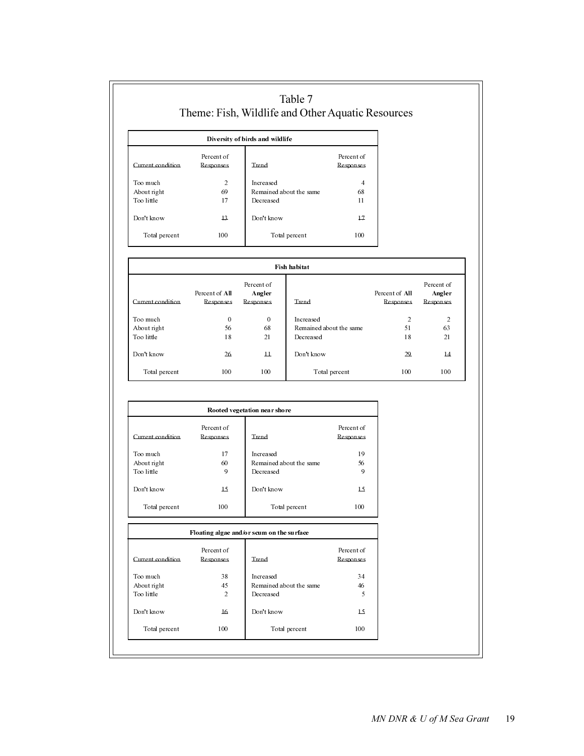# Table 7
## Theme: Fish, Wildlife and Other Aquatic Resources

**Diversity of birds and wildlife**

| Current condition | Percent of Responses | Trend | Percent of Responses |
|---|---|---|---|
| Too much | 2 | Increased | 4 |
| About right | 69 | Remained about the same | 68 |
| Too little | 17 | Decreased | 11 |
| Don't know | 13 | Don't know | 17 |
| Total percent | 100 | Total percent | 100 |

**Fish habitat**

| Current condition | Percent of **All** Responses | Percent of **Angler** Responses | Trend | Percent of **All** Responses | Percent of **Angler** Responses |
|---|---|---|---|---|---|
| Too much | 0 | 0 | Increased | 2 | 2 |
| About right | 56 | 68 | Remained about the same | 51 | 63 |
| Too little | 18 | 21 | Decreased | 18 | 21 |
| Don't know | 26 | 11 | Don't know | 29 | 14 |
| Total percent | 100 | 100 | Total percent | 100 | 100 |

**Rooted vegetation near shore**

| Current condition | Percent of Responses | Trend | Percent of Responses |
|---|---|---|---|
| Too much | 17 | Increased | 19 |
| About right | 60 | Remained about the same | 56 |
| Too little | 9 | Decreased | 9 |
| Don't know | 15 | Don't know | 15 |
| Total percent | 100 | Total percent | 100 |

**Floating algae and/or scum on the surface**

| Current condition | Percent of Responses | Trend | Percent of Responses |
|---|---|---|---|
| Too much | 38 | Increased | 34 |
| About right | 45 | Remained about the same | 46 |
| Too little | 2 | Decreased | 5 |
| Don't know | 16 | Don't know | 15 |
| Total percent | 100 | Total percent | 100 |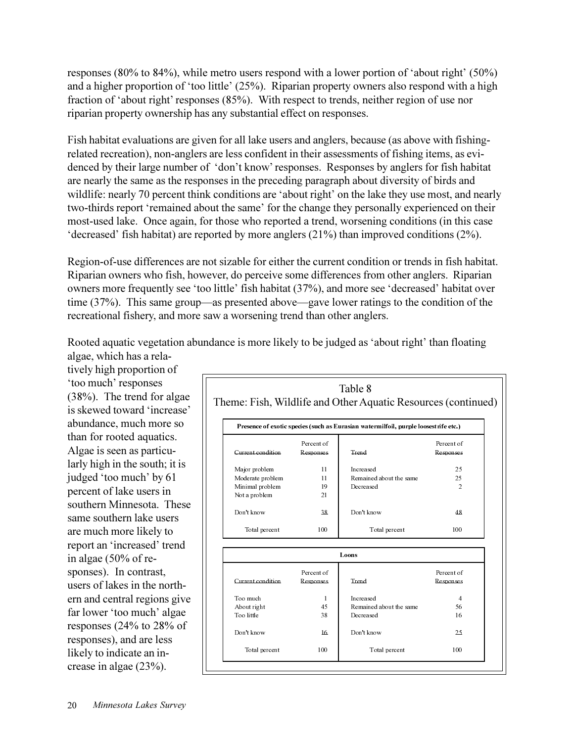responses (80% to 84%), while metro users respond with a lower portion of 'about right' (50%) and a higher proportion of 'too little' (25%). Riparian property owners also respond with a high fraction of 'about right' responses (85%). With respect to trends, neither region of use nor riparian property ownership has any substantial effect on responses.

Fish habitat evaluations are given for all lake users and anglers, because (as above with fishing-related recreation), non-anglers are less confident in their assessments of fishing items, as evidenced by their large number of 'don't know' responses. Responses by anglers for fish habitat are nearly the same as the responses in the preceding paragraph about diversity of birds and wildlife: nearly 70 percent think conditions are 'about right' on the lake they use most, and nearly two-thirds report 'remained about the same' for the change they personally experienced on their most-used lake. Once again, for those who reported a trend, worsening conditions (in this case 'decreased' fish habitat) are reported by more anglers (21%) than improved conditions (2%).

Region-of-use differences are not sizable for either the current condition or trends in fish habitat. Riparian owners who fish, however, do perceive some differences from other anglers. Riparian owners more frequently see 'too little' fish habitat (37%), and more see 'decreased' habitat over time (37%). This same group—as presented above—gave lower ratings to the condition of the recreational fishery, and more saw a worsening trend than other anglers.

Rooted aquatic vegetation abundance is more likely to be judged as 'about right' than floating algae, which has a relatively high proportion of 'too much' responses (38%). The trend for algae is skewed toward 'increase' abundance, much more so than for rooted aquatics. Algae is seen as particularly high in the south; it is judged 'too much' by 61 percent of lake users in southern Minnesota. These same southern lake users are much more likely to report an 'increased' trend in algae (50% of responses). In contrast, users of lakes in the northern and central regions give far lower 'too much' algae responses (24% to 28% of responses), and are less likely to indicate an increase in algae (23%).

Table 8
Theme: Fish, Wildlife and Other Aquatic Resources (continued)

**Presence of exotic species (such as Eurasian watermilfoil, purple loosestrife etc.)**

| Current condition | Percent of Responses | Trend | Percent of Responses |
|---|---|---|---|
| Major problem | 11 | Increased | 25 |
| Moderate problem | 11 | Remained about the same | 25 |
| Minimal problem | 19 | Decreased | 2 |
| Not a problem | 21 | | |
| Don't know | 38 | Don't know | 48 |
| Total percent | 100 | Total percent | 100 |

**Loons**

| Current condition | Percent of Responses | Trend | Percent of Responses |
|---|---|---|---|
| Too much | 1 | Increased | 4 |
| About right | 45 | Remained about the same | 56 |
| Too little | 38 | Decreased | 16 |
| Don't know | 16 | Don't know | 25 |
| Total percent | 100 | Total percent | 100 |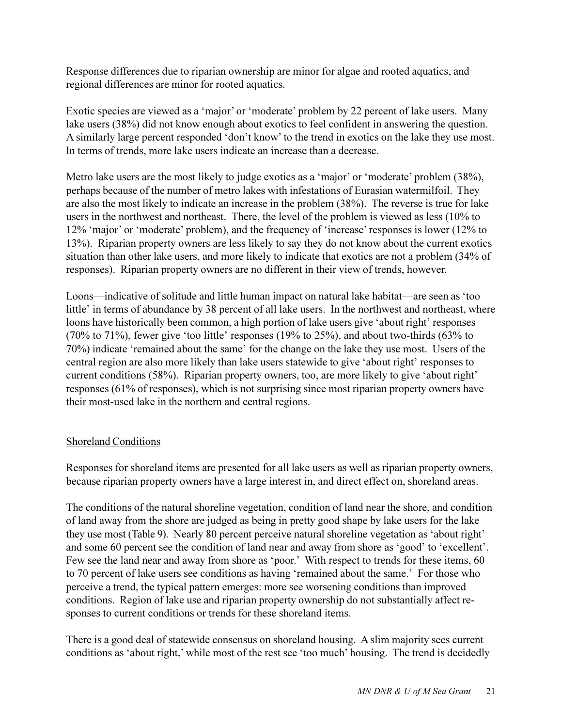Response differences due to riparian ownership are minor for algae and rooted aquatics, and regional differences are minor for rooted aquatics.

Exotic species are viewed as a 'major' or 'moderate' problem by 22 percent of lake users. Many lake users (38%) did not know enough about exotics to feel confident in answering the question. A similarly large percent responded 'don't know' to the trend in exotics on the lake they use most. In terms of trends, more lake users indicate an increase than a decrease.

Metro lake users are the most likely to judge exotics as a 'major' or 'moderate' problem (38%), perhaps because of the number of metro lakes with infestations of Eurasian watermilfoil. They are also the most likely to indicate an increase in the problem (38%). The reverse is true for lake users in the northwest and northeast. There, the level of the problem is viewed as less (10% to 12% 'major' or 'moderate' problem), and the frequency of 'increase' responses is lower (12% to 13%). Riparian property owners are less likely to say they do not know about the current exotics situation than other lake users, and more likely to indicate that exotics are not a problem (34% of responses). Riparian property owners are no different in their view of trends, however.

Loons—indicative of solitude and little human impact on natural lake habitat—are seen as 'too little' in terms of abundance by 38 percent of all lake users. In the northwest and northeast, where loons have historically been common, a high portion of lake users give 'about right' responses (70% to 71%), fewer give 'too little' responses (19% to 25%), and about two-thirds (63% to 70%) indicate 'remained about the same' for the change on the lake they use most. Users of the central region are also more likely than lake users statewide to give 'about right' responses to current conditions (58%). Riparian property owners, too, are more likely to give 'about right' responses (61% of responses), which is not surprising since most riparian property owners have their most-used lake in the northern and central regions.

## Shoreland Conditions

Responses for shoreland items are presented for all lake users as well as riparian property owners, because riparian property owners have a large interest in, and direct effect on, shoreland areas.

The conditions of the natural shoreline vegetation, condition of land near the shore, and condition of land away from the shore are judged as being in pretty good shape by lake users for the lake they use most (Table 9). Nearly 80 percent perceive natural shoreline vegetation as 'about right' and some 60 percent see the condition of land near and away from shore as 'good' to 'excellent'. Few see the land near and away from shore as 'poor.' With respect to trends for these items, 60 to 70 percent of lake users see conditions as having 'remained about the same.' For those who perceive a trend, the typical pattern emerges: more see worsening conditions than improved conditions. Region of lake use and riparian property ownership do not substantially affect responses to current conditions or trends for these shoreland items.

There is a good deal of statewide consensus on shoreland housing. A slim majority sees current conditions as 'about right,' while most of the rest see 'too much' housing. The trend is decidedly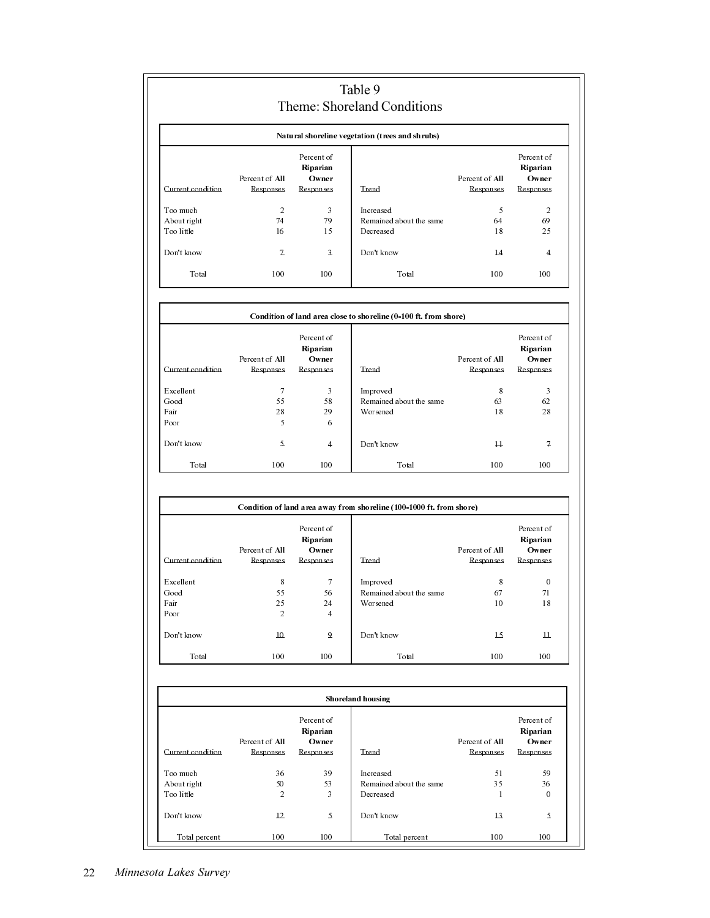# Table 9
## Theme: Shoreland Conditions

**Natural shoreline vegetation (trees and shrubs)**

| Current condition | Percent of **All** Responses | Percent of **Riparian Owner** Responses | Trend | Percent of **All** Responses | Percent of **Riparian Owner** Responses |
|---|---|---|---|---|---|
| Too much | 2 | 3 | Increased | 5 | 2 |
| About right | 74 | 79 | Remained about the same | 64 | 69 |
| Too little | 16 | 15 | Decreased | 18 | 25 |
| Don't know | 7 | 3 | Don't know | 14 | 4 |
| Total | 100 | 100 | Total | 100 | 100 |

**Condition of land area close to shoreline (0-100 ft. from shore)**

| Current condition | Percent of **All** Responses | Percent of **Riparian Owner** Responses | Trend | Percent of **All** Responses | Percent of **Riparian Owner** Responses |
|---|---|---|---|---|---|
| Excellent | 7 | 3 | Improved | 8 | 3 |
| Good | 55 | 58 | Remained about the same | 63 | 62 |
| Fair | 28 | 29 | Worsened | 18 | 28 |
| Poor | 5 | 6 | | | |
| Don't know | 5 | 4 | Don't know | 11 | 7 |
| Total | 100 | 100 | Total | 100 | 100 |

**Condition of land area away from shoreline (100-1000 ft. from shore)**

| Current condition | Percent of **All** Responses | Percent of **Riparian Owner** Responses | Trend | Percent of **All** Responses | Percent of **Riparian Owner** Responses |
|---|---|---|---|---|---|
| Excellent | 8 | 7 | Improved | 8 | 0 |
| Good | 55 | 56 | Remained about the same | 67 | 71 |
| Fair | 25 | 24 | Worsened | 10 | 18 |
| Poor | 2 | 4 | | | |
| Don't know | 10 | 9 | Don't know | 15 | 11 |
| Total | 100 | 100 | Total | 100 | 100 |

**Shoreland housing**

| Current condition | Percent of **All** Responses | Percent of **Riparian Owner** Responses | Trend | Percent of **All** Responses | Percent of **Riparian Owner** Responses |
|---|---|---|---|---|---|
| Too much | 36 | 39 | Increased | 51 | 59 |
| About right | 50 | 53 | Remained about the same | 35 | 36 |
| Too little | 2 | 3 | Decreased | 1 | 0 |
| Don't know | 12 | 5 | Don't know | 13 | 5 |
| Total percent | 100 | 100 | Total percent | 100 | 100 |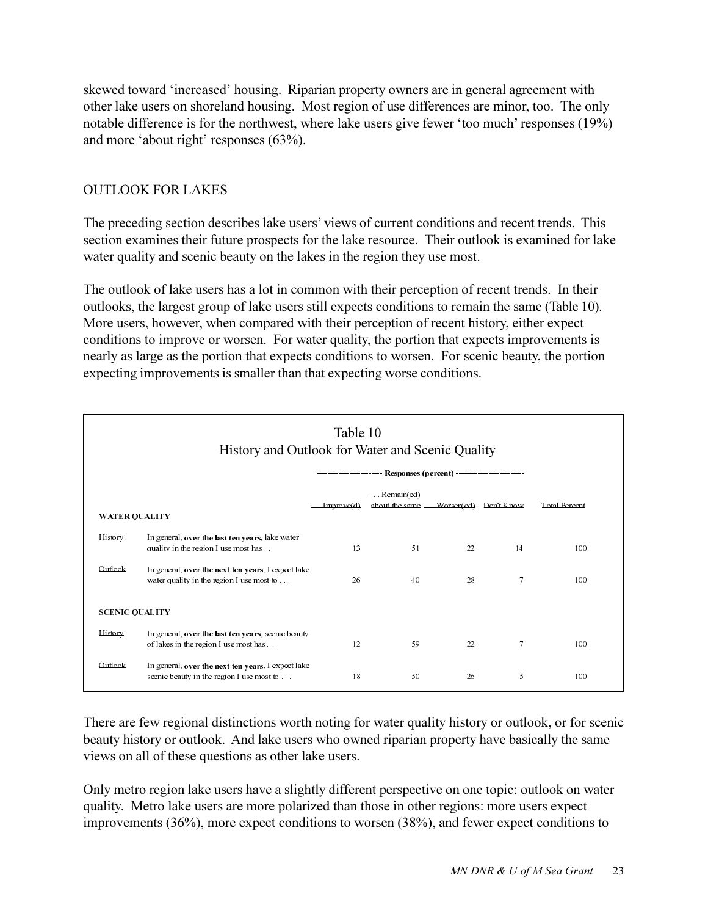skewed toward 'increased' housing. Riparian property owners are in general agreement with other lake users on shoreland housing. Most region of use differences are minor, too. The only notable difference is for the northwest, where lake users give fewer 'too much' responses (19%) and more 'about right' responses (63%).

## OUTLOOK FOR LAKES

The preceding section describes lake users' views of current conditions and recent trends. This section examines their future prospects for the lake resource. Their outlook is examined for lake water quality and scenic beauty on the lakes in the region they use most.

The outlook of lake users has a lot in common with their perception of recent trends. In their outlooks, the largest group of lake users still expects conditions to remain the same (Table 10). More users, however, when compared with their perception of recent history, either expect conditions to improve or worsen. For water quality, the portion that expects improvements is nearly as large as the portion that expects conditions to worsen. For scenic beauty, the portion expecting improvements is smaller than that expecting worse conditions.

Table 10
History and Outlook for Water and Scenic Quality

| | | Responses (percent) | | | | |
|---|---|---|---|---|---|---|
| | | Improve(d) | . . . Remain(ed) about the same | Worsen(ed) | Don't Know | Total Percent |
| **WATER QUALITY** | | | | | | |
| History | In general, **over the last ten years**, lake water quality in the region I use most has . . . | 13 | 51 | 22 | 14 | 100 |
| Outlook | In general, **over the next ten years**, I expect lake water quality in the region I use most to . . . | 26 | 40 | 28 | 7 | 100 |
| **SCENIC QUALITY** | | | | | | |
| History | In general, **over the last ten years**, scenic beauty of lakes in the region I use most has . . . | 12 | 59 | 22 | 7 | 100 |
| Outlook | In general, **over the next ten years**, I expect lake scenic beauty in the region I use most to . . . | 18 | 50 | 26 | 5 | 100 |

There are few regional distinctions worth noting for water quality history or outlook, or for scenic beauty history or outlook. And lake users who owned riparian property have basically the same views on all of these questions as other lake users.

Only metro region lake users have a slightly different perspective on one topic: outlook on water quality. Metro lake users are more polarized than those in other regions: more users expect improvements (36%), more expect conditions to worsen (38%), and fewer expect conditions to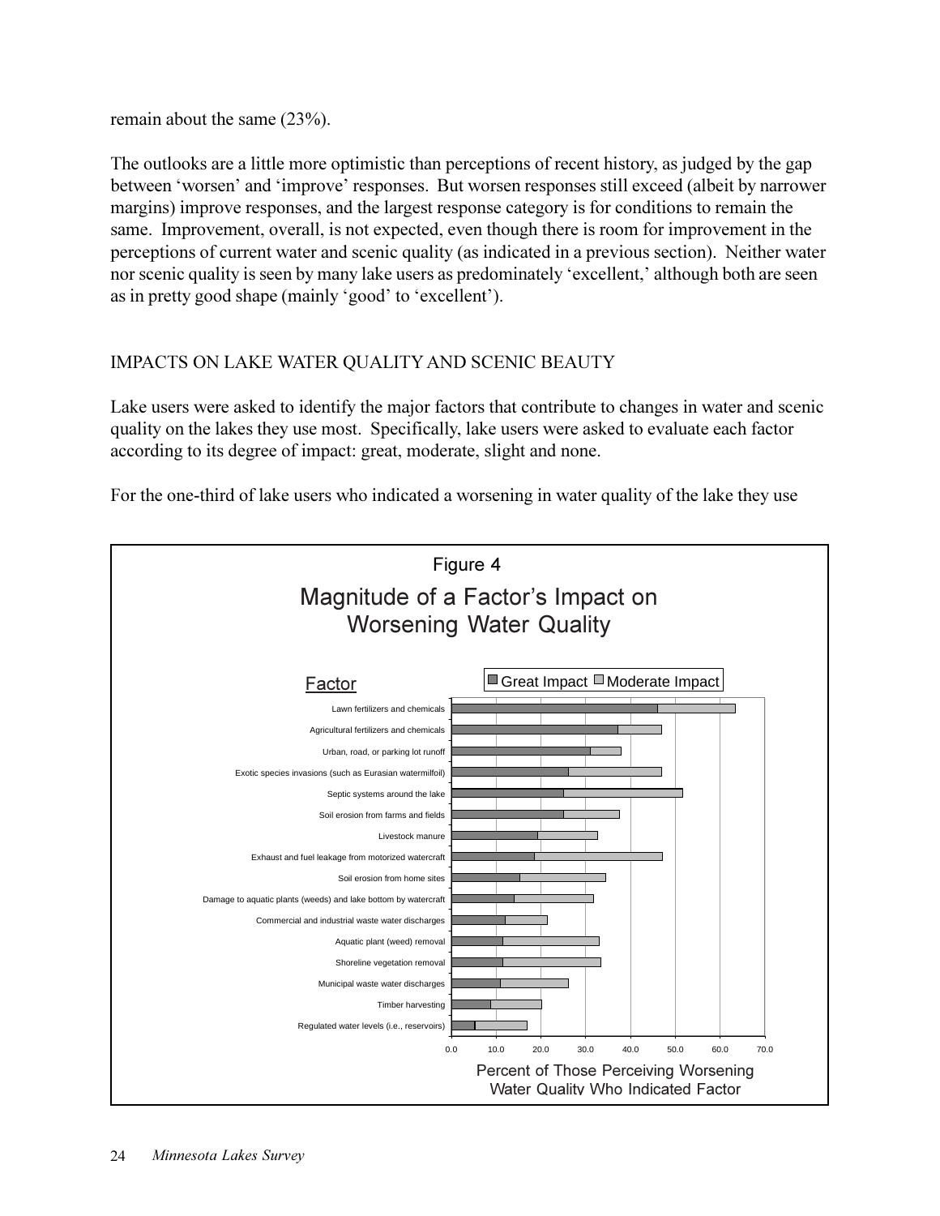remain about the same (23%).

The outlooks are a little more optimistic than perceptions of recent history, as judged by the gap between 'worsen' and 'improve' responses. But worsen responses still exceed (albeit by narrower margins) improve responses, and the largest response category is for conditions to remain the same. Improvement, overall, is not expected, even though there is room for improvement in the perceptions of current water and scenic quality (as indicated in a previous section). Neither water nor scenic quality is seen by many lake users as predominately 'excellent,' although both are seen as in pretty good shape (mainly 'good' to 'excellent').

## IMPACTS ON LAKE WATER QUALITY AND SCENIC BEAUTY

Lake users were asked to identify the major factors that contribute to changes in water and scenic quality on the lakes they use most. Specifically, lake users were asked to evaluate each factor according to its degree of impact: great, moderate, slight and none.

For the one-third of lake users who indicated a worsening in water quality of the lake they use

Figure 4

Magnitude of a Factor's Impact on Worsening Water Quality

| Factor |
| --- |
| Lawn fertilizers and chemicals |
| Agricultural fertilizers and chemicals |
| Urban, road, or parking lot runoff |
| Exotic species invasions (such as Eurasian watermilfoil) |
| Septic systems around the lake |
| Soil erosion from farms and fields |
| Livestock manure |
| Exhaust and fuel leakage from motorized watercraft |
| Soil erosion from home sites |
| Damage to aquatic plants (weeds) and lake bottom by watercraft |
| Commercial and industrial waste water discharges |
| Aquatic plant (weed) removal |
| Shoreline vegetation removal |
| Municipal waste water discharges |
| Timber harvesting |
| Regulated water levels (i.e., reservoirs) |

Legend: Great Impact, Moderate Impact

Percent of Those Perceiving Worsening Water Quality Who Indicated Factor (axis 0.0–70.0)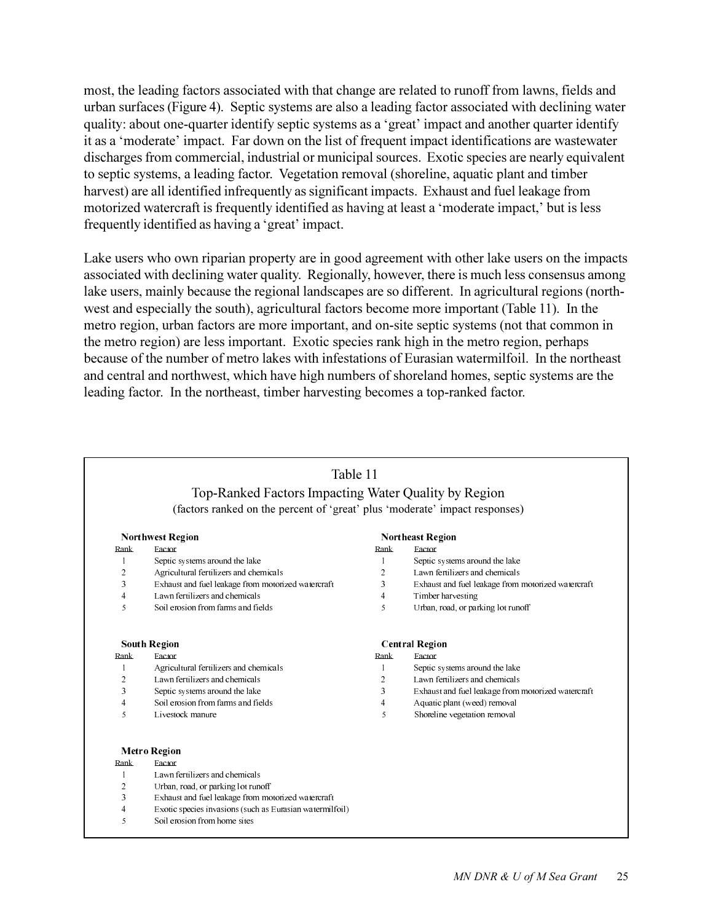most, the leading factors associated with that change are related to runoff from lawns, fields and urban surfaces (Figure 4). Septic systems are also a leading factor associated with declining water quality: about one-quarter identify septic systems as a 'great' impact and another quarter identify it as a 'moderate' impact. Far down on the list of frequent impact identifications are wastewater discharges from commercial, industrial or municipal sources. Exotic species are nearly equivalent to septic systems, a leading factor. Vegetation removal (shoreline, aquatic plant and timber harvest) are all identified infrequently as significant impacts. Exhaust and fuel leakage from motorized watercraft is frequently identified as having at least a 'moderate impact,' but is less frequently identified as having a 'great' impact.

Lake users who own riparian property are in good agreement with other lake users on the impacts associated with declining water quality. Regionally, however, there is much less consensus among lake users, mainly because the regional landscapes are so different. In agricultural regions (northwest and especially the south), agricultural factors become more important (Table 11). In the metro region, urban factors are more important, and on-site septic systems (not that common in the metro region) are less important. Exotic species rank high in the metro region, perhaps because of the number of metro lakes with infestations of Eurasian watermilfoil. In the northeast and central and northwest, which have high numbers of shoreland homes, septic systems are the leading factor. In the northeast, timber harvesting becomes a top-ranked factor.

Table 11

Top-Ranked Factors Impacting Water Quality by Region

(factors ranked on the percent of 'great' plus 'moderate' impact responses)

**Northwest Region**

| Rank | Factor |
|---|---|
| 1 | Septic systems around the lake |
| 2 | Agricultural fertilizers and chemicals |
| 3 | Exhaust and fuel leakage from motorized watercraft |
| 4 | Lawn fertilizers and chemicals |
| 5 | Soil erosion from farms and fields |

**Northeast Region**

| Rank | Factor |
|---|---|
| 1 | Septic systems around the lake |
| 2 | Lawn fertilizers and chemicals |
| 3 | Exhaust and fuel leakage from motorized watercraft |
| 4 | Timber harvesting |
| 5 | Urban, road, or parking lot runoff |

**South Region**

| Rank | Factor |
|---|---|
| 1 | Agricultural fertilizers and chemicals |
| 2 | Lawn fertilizers and chemicals |
| 3 | Septic systems around the lake |
| 4 | Soil erosion from farms and fields |
| 5 | Livestock manure |

**Central Region**

| Rank | Factor |
|---|---|
| 1 | Septic systems around the lake |
| 2 | Lawn fertilizers and chemicals |
| 3 | Exhaust and fuel leakage from motorized watercraft |
| 4 | Aquatic plant (weed) removal |
| 5 | Shoreline vegetation removal |

**Metro Region**

| Rank | Factor |
|---|---|
| 1 | Lawn fertilizers and chemicals |
| 2 | Urban, road, or parking lot runoff |
| 3 | Exhaust and fuel leakage from motorized watercraft |
| 4 | Exotic species invasions (such as Eurasian watermilfoil) |
| 5 | Soil erosion from home sites |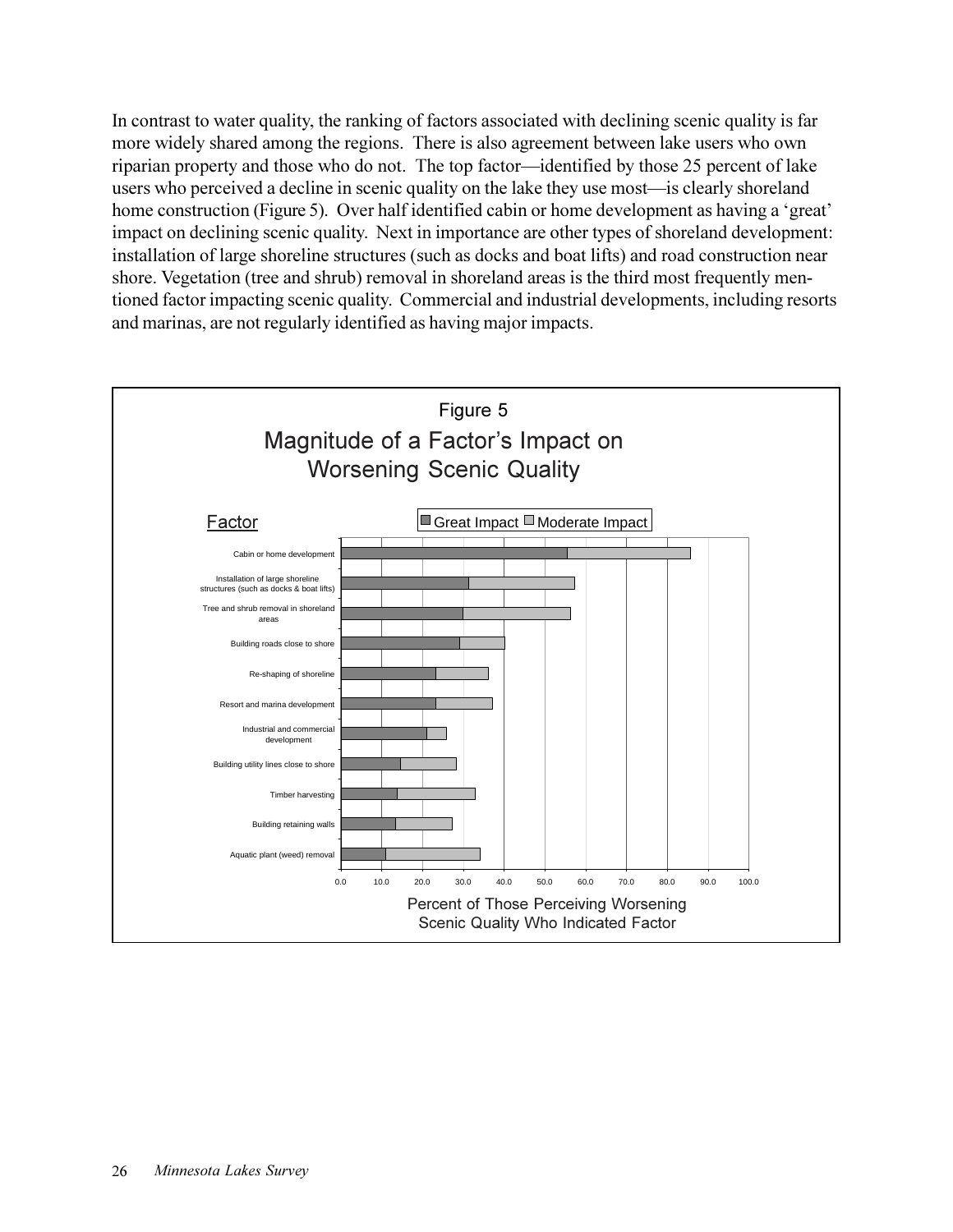In contrast to water quality, the ranking of factors associated with declining scenic quality is far more widely shared among the regions. There is also agreement between lake users who own riparian property and those who do not. The top factor—identified by those 25 percent of lake users who perceived a decline in scenic quality on the lake they use most—is clearly shoreland home construction (Figure 5). Over half identified cabin or home development as having a 'great' impact on declining scenic quality. Next in importance are other types of shoreland development: installation of large shoreline structures (such as docks and boat lifts) and road construction near shore. Vegetation (tree and shrub) removal in shoreland areas is the third most frequently mentioned factor impacting scenic quality. Commercial and industrial developments, including resorts and marinas, are not regularly identified as having major impacts.

Figure 5

Magnitude of a Factor's Impact on Worsening Scenic Quality

| Factor | Great Impact | Moderate Impact |
|---|---|---|
| Cabin or home development | | |
| Installation of large shoreline structures (such as docks & boat lifts) | | |
| Tree and shrub removal in shoreland areas | | |
| Building roads close to shore | | |
| Re-shaping of shoreline | | |
| Resort and marina development | | |
| Industrial and commercial development | | |
| Building utility lines close to shore | | |
| Timber harvesting | | |
| Building retaining walls | | |
| Aquatic plant (weed) removal | | |

Percent of Those Perceiving Worsening Scenic Quality Who Indicated Factor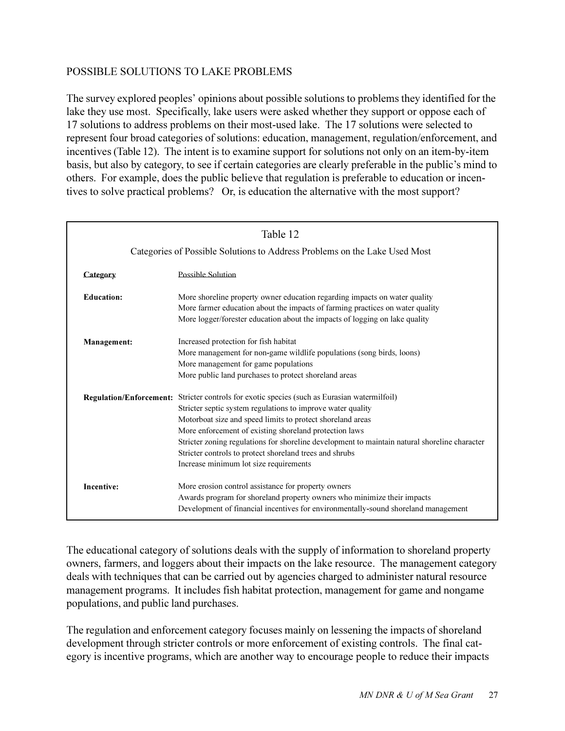## POSSIBLE SOLUTIONS TO LAKE PROBLEMS

The survey explored peoples' opinions about possible solutions to problems they identified for the lake they use most. Specifically, lake users were asked whether they support or oppose each of 17 solutions to address problems on their most-used lake. The 17 solutions were selected to represent four broad categories of solutions: education, management, regulation/enforcement, and incentives (Table 12). The intent is to examine support for solutions not only on an item-by-item basis, but also by category, to see if certain categories are clearly preferable in the public's mind to others. For example, does the public believe that regulation is preferable to education or incentives to solve practical problems? Or, is education the alternative with the most support?

Table 12

Categories of Possible Solutions to Address Problems on the Lake Used Most

| Category | Possible Solution |
|---|---|
| **Education:** | More shoreline property owner education regarding impacts on water quality |
| | More farmer education about the impacts of farming practices on water quality |
| | More logger/forester education about the impacts of logging on lake quality |
| **Management:** | Increased protection for fish habitat |
| | More management for non-game wildlife populations (song birds, loons) |
| | More management for game populations |
| | More public land purchases to protect shoreland areas |
| **Regulation/Enforcement:** | Stricter controls for exotic species (such as Eurasian watermilfoil) |
| | Stricter septic system regulations to improve water quality |
| | Motorboat size and speed limits to protect shoreland areas |
| | More enforcement of existing shoreland protection laws |
| | Stricter zoning regulations for shoreline development to maintain natural shoreline character |
| | Stricter controls to protect shoreland trees and shrubs |
| | Increase minimum lot size requirements |
| **Incentive:** | More erosion control assistance for property owners |
| | Awards program for shoreland property owners who minimize their impacts |
| | Development of financial incentives for environmentally-sound shoreland management |

The educational category of solutions deals with the supply of information to shoreland property owners, farmers, and loggers about their impacts on the lake resource. The management category deals with techniques that can be carried out by agencies charged to administer natural resource management programs. It includes fish habitat protection, management for game and nongame populations, and public land purchases.

The regulation and enforcement category focuses mainly on lessening the impacts of shoreland development through stricter controls or more enforcement of existing controls. The final category is incentive programs, which are another way to encourage people to reduce their impacts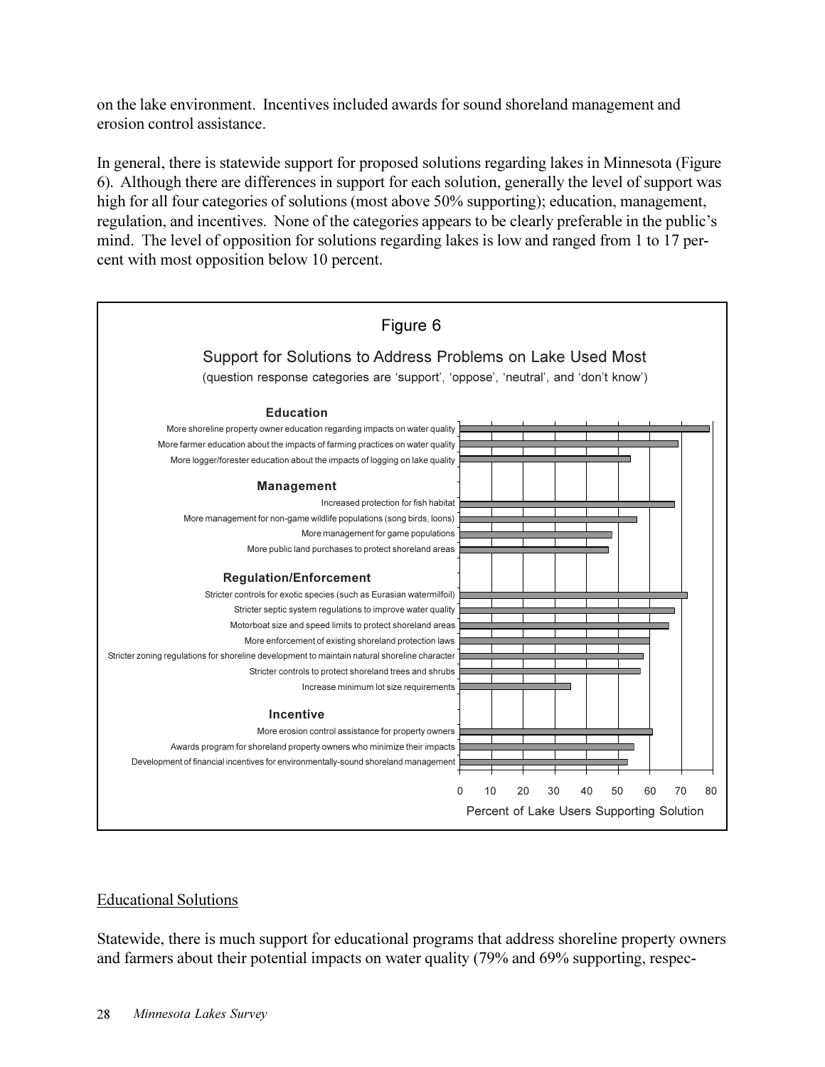on the lake environment. Incentives included awards for sound shoreland management and erosion control assistance.

In general, there is statewide support for proposed solutions regarding lakes in Minnesota (Figure 6). Although there are differences in support for each solution, generally the level of support was high for all four categories of solutions (most above 50% supporting); education, management, regulation, and incentives. None of the categories appears to be clearly preferable in the public's mind. The level of opposition for solutions regarding lakes is low and ranged from 1 to 17 percent with most opposition below 10 percent.

Figure 6

Support for Solutions to Address Problems on Lake Used Most

(question response categories are 'support', 'oppose', 'neutral', and 'don't know')

**Education**
- More shoreline property owner education regarding impacts on water quality
- More farmer education about the impacts of farming practices on water quality
- More logger/forester education about the impacts of logging on lake quality

**Management**
- Increased protection for fish habitat
- More management for non-game wildlife populations (song birds, loons)
- More management for game populations
- More public land purchases to protect shoreland areas

**Regulation/Enforcement**
- Stricter controls for exotic species (such as Eurasian watermilfoil)
- Stricter septic system regulations to improve water quality
- Motorboat size and speed limits to protect shoreland areas
- More enforcement of existing shoreland protection laws
- Stricter zoning regulations for shoreline development to maintain natural shoreline character
- Stricter controls to protect shoreland trees and shrubs
- Increase minimum lot size requirements

**Incentive**
- More erosion control assistance for property owners
- Awards program for shoreland property owners who minimize their impacts
- Development of financial incentives for environmentally-sound shoreland management

0 10 20 30 40 50 60 70 80

Percent of Lake Users Supporting Solution

## Educational Solutions

Statewide, there is much support for educational programs that address shoreline property owners and farmers about their potential impacts on water quality (79% and 69% supporting, respec-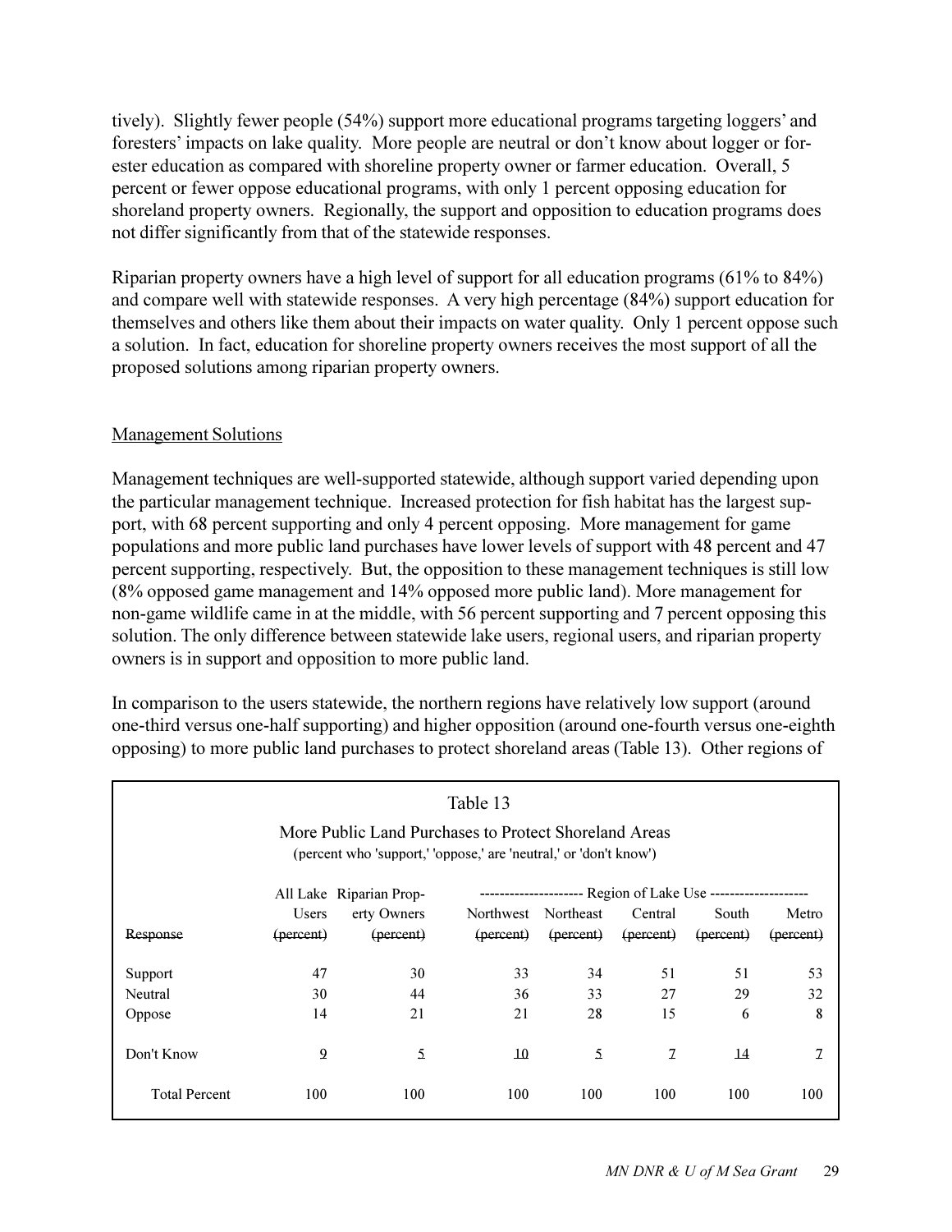tively). Slightly fewer people (54%) support more educational programs targeting loggers' and foresters' impacts on lake quality. More people are neutral or don't know about logger or forester education as compared with shoreline property owner or farmer education. Overall, 5 percent or fewer oppose educational programs, with only 1 percent opposing education for shoreland property owners. Regionally, the support and opposition to education programs does not differ significantly from that of the statewide responses.

Riparian property owners have a high level of support for all education programs (61% to 84%) and compare well with statewide responses. A very high percentage (84%) support education for themselves and others like them about their impacts on water quality. Only 1 percent oppose such a solution. In fact, education for shoreline property owners receives the most support of all the proposed solutions among riparian property owners.

## Management Solutions

Management techniques are well-supported statewide, although support varied depending upon the particular management technique. Increased protection for fish habitat has the largest support, with 68 percent supporting and only 4 percent opposing. More management for game populations and more public land purchases have lower levels of support with 48 percent and 47 percent supporting, respectively. But, the opposition to these management techniques is still low (8% opposed game management and 14% opposed more public land). More management for non-game wildlife came in at the middle, with 56 percent supporting and 7 percent opposing this solution. The only difference between statewide lake users, regional users, and riparian property owners is in support and opposition to more public land.

In comparison to the users statewide, the northern regions have relatively low support (around one-third versus one-half supporting) and higher opposition (around one-fourth versus one-eighth opposing) to more public land purchases to protect shoreland areas (Table 13). Other regions of

Table 13

More Public Land Purchases to Protect Shoreland Areas
(percent who 'support,' 'oppose,' are 'neutral,' or 'don't know')

| Response | All Lake Users (percent) | Riparian Property Owners (percent) | Region of Lake Use: Northwest (percent) | Northeast (percent) | Central (percent) | South (percent) | Metro (percent) |
|---|---|---|---|---|---|---|---|
| Support | 47 | 30 | 33 | 34 | 51 | 51 | 53 |
| Neutral | 30 | 44 | 36 | 33 | 27 | 29 | 32 |
| Oppose | 14 | 21 | 21 | 28 | 15 | 6 | 8 |
| Don't Know | 9 | 5 | 10 | 5 | 7 | 14 | 7 |
| Total Percent | 100 | 100 | 100 | 100 | 100 | 100 | 100 |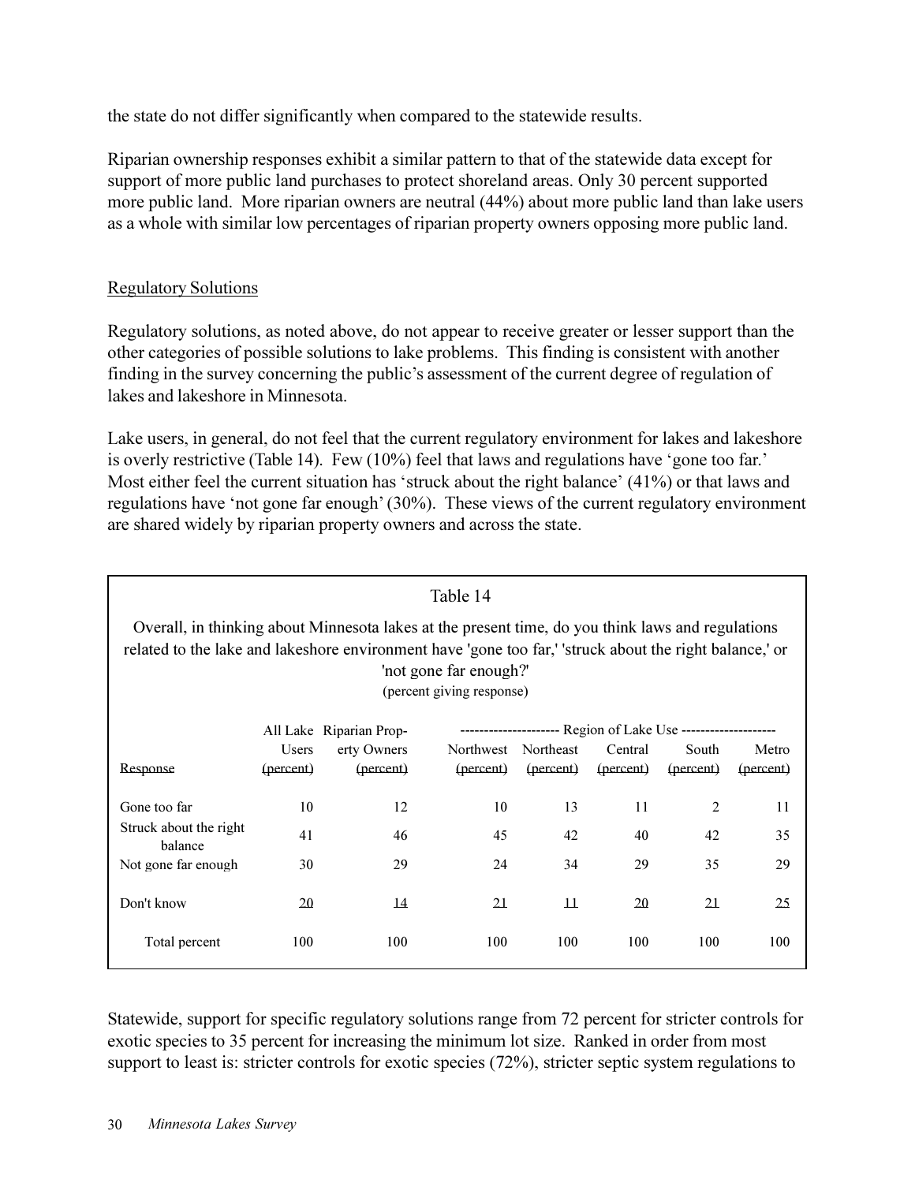the state do not differ significantly when compared to the statewide results.

Riparian ownership responses exhibit a similar pattern to that of the statewide data except for support of more public land purchases to protect shoreland areas. Only 30 percent supported more public land. More riparian owners are neutral (44%) about more public land than lake users as a whole with similar low percentages of riparian property owners opposing more public land.

## Regulatory Solutions

Regulatory solutions, as noted above, do not appear to receive greater or lesser support than the other categories of possible solutions to lake problems. This finding is consistent with another finding in the survey concerning the public's assessment of the current degree of regulation of lakes and lakeshore in Minnesota.

Lake users, in general, do not feel that the current regulatory environment for lakes and lakeshore is overly restrictive (Table 14). Few (10%) feel that laws and regulations have 'gone too far.' Most either feel the current situation has 'struck about the right balance' (41%) or that laws and regulations have 'not gone far enough' (30%). These views of the current regulatory environment are shared widely by riparian property owners and across the state.

Table 14

Overall, in thinking about Minnesota lakes at the present time, do you think laws and regulations related to the lake and lakeshore environment have 'gone too far,' 'struck about the right balance,' or 'not gone far enough?'

(percent giving response)

| | | | Region of Lake Use | | | | |
|---|---|---|---|---|---|---|---|
| Response | All Lake Users (percent) | Riparian Property Owners (percent) | Northwest (percent) | Northeast (percent) | Central (percent) | South (percent) | Metro (percent) |
| Gone too far | 10 | 12 | 10 | 13 | 11 | 2 | 11 |
| Struck about the right balance | 41 | 46 | 45 | 42 | 40 | 42 | 35 |
| Not gone far enough | 30 | 29 | 24 | 34 | 29 | 35 | 29 |
| Don't know | 20 | 14 | 21 | 11 | 20 | 21 | 25 |
| Total percent | 100 | 100 | 100 | 100 | 100 | 100 | 100 |

Statewide, support for specific regulatory solutions range from 72 percent for stricter controls for exotic species to 35 percent for increasing the minimum lot size. Ranked in order from most support to least is: stricter controls for exotic species (72%), stricter septic system regulations to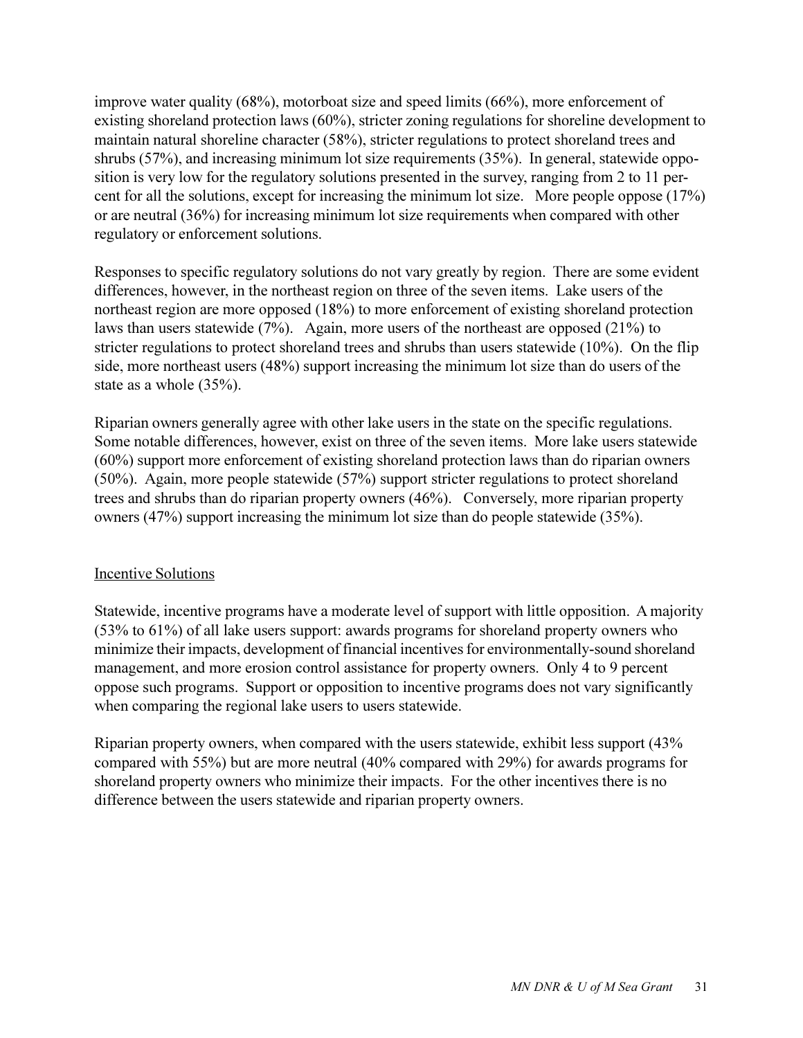improve water quality (68%), motorboat size and speed limits (66%), more enforcement of existing shoreland protection laws (60%), stricter zoning regulations for shoreline development to maintain natural shoreline character (58%), stricter regulations to protect shoreland trees and shrubs (57%), and increasing minimum lot size requirements (35%). In general, statewide opposition is very low for the regulatory solutions presented in the survey, ranging from 2 to 11 percent for all the solutions, except for increasing the minimum lot size. More people oppose (17%) or are neutral (36%) for increasing minimum lot size requirements when compared with other regulatory or enforcement solutions.

Responses to specific regulatory solutions do not vary greatly by region. There are some evident differences, however, in the northeast region on three of the seven items. Lake users of the northeast region are more opposed (18%) to more enforcement of existing shoreland protection laws than users statewide (7%). Again, more users of the northeast are opposed (21%) to stricter regulations to protect shoreland trees and shrubs than users statewide (10%). On the flip side, more northeast users (48%) support increasing the minimum lot size than do users of the state as a whole (35%).

Riparian owners generally agree with other lake users in the state on the specific regulations. Some notable differences, however, exist on three of the seven items. More lake users statewide (60%) support more enforcement of existing shoreland protection laws than do riparian owners (50%). Again, more people statewide (57%) support stricter regulations to protect shoreland trees and shrubs than do riparian property owners (46%). Conversely, more riparian property owners (47%) support increasing the minimum lot size than do people statewide (35%).

## Incentive Solutions

Statewide, incentive programs have a moderate level of support with little opposition. A majority (53% to 61%) of all lake users support: awards programs for shoreland property owners who minimize their impacts, development of financial incentives for environmentally-sound shoreland management, and more erosion control assistance for property owners. Only 4 to 9 percent oppose such programs. Support or opposition to incentive programs does not vary significantly when comparing the regional lake users to users statewide.

Riparian property owners, when compared with the users statewide, exhibit less support (43% compared with 55%) but are more neutral (40% compared with 29%) for awards programs for shoreland property owners who minimize their impacts. For the other incentives there is no difference between the users statewide and riparian property owners.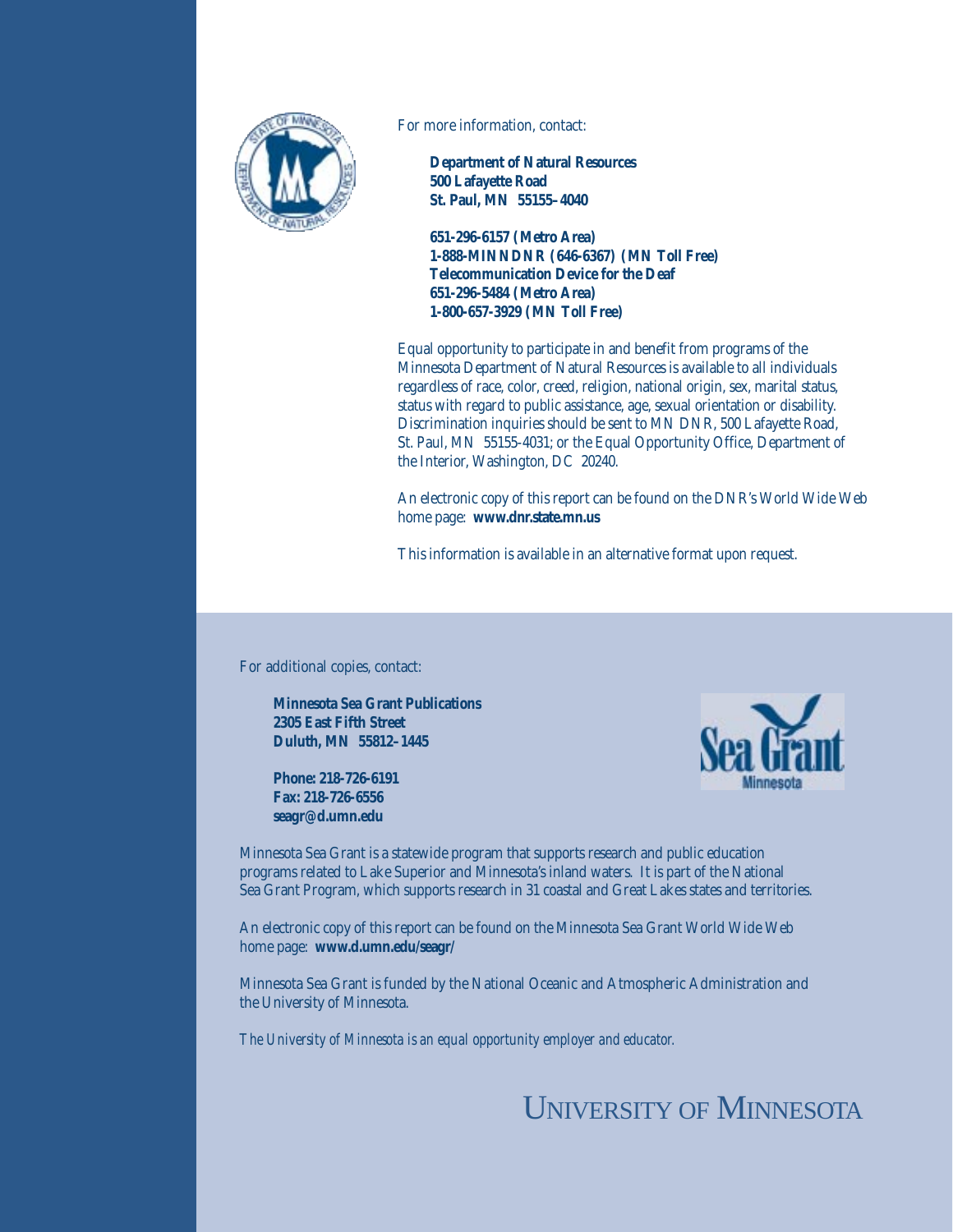For more information, contact:

**Department of Natural Resources**
**500 Lafayette Road**
**St. Paul, MN 55155–4040**

**651-296-6157 (Metro Area)**
**1-888-MINNDNR (646-6367) (MN Toll Free)**
**Telecommunication Device for the Deaf**
**651-296-5484 (Metro Area)**
**1-800-657-3929 (MN Toll Free)**

Equal opportunity to participate in and benefit from programs of the Minnesota Department of Natural Resources is available to all individuals regardless of race, color, creed, religion, national origin, sex, marital status, status with regard to public assistance, age, sexual orientation or disability. Discrimination inquiries should be sent to MN DNR, 500 Lafayette Road, St. Paul, MN 55155-4031; or the Equal Opportunity Office, Department of the Interior, Washington, DC 20240.

An electronic copy of this report can be found on the DNR's World Wide Web home page: **www.dnr.state.mn.us**

This information is available in an alternative format upon request.

For additional copies, contact:

**Minnesota Sea Grant Publications**
**2305 East Fifth Street**
**Duluth, MN 55812–1445**

**Phone: 218-726-6191**
**Fax: 218-726-6556**
**seagr@d.umn.edu**

Minnesota Sea Grant is a statewide program that supports research and public education programs related to Lake Superior and Minnesota's inland waters. It is part of the National Sea Grant Program, which supports research in 31 coastal and Great Lakes states and territories.

An electronic copy of this report can be found on the Minnesota Sea Grant World Wide Web home page: **www.d.umn.edu/seagr/**

Minnesota Sea Grant is funded by the National Oceanic and Atmospheric Administration and the University of Minnesota.

*The University of Minnesota is an equal opportunity employer and educator.*

UNIVERSITY OF MINNESOTA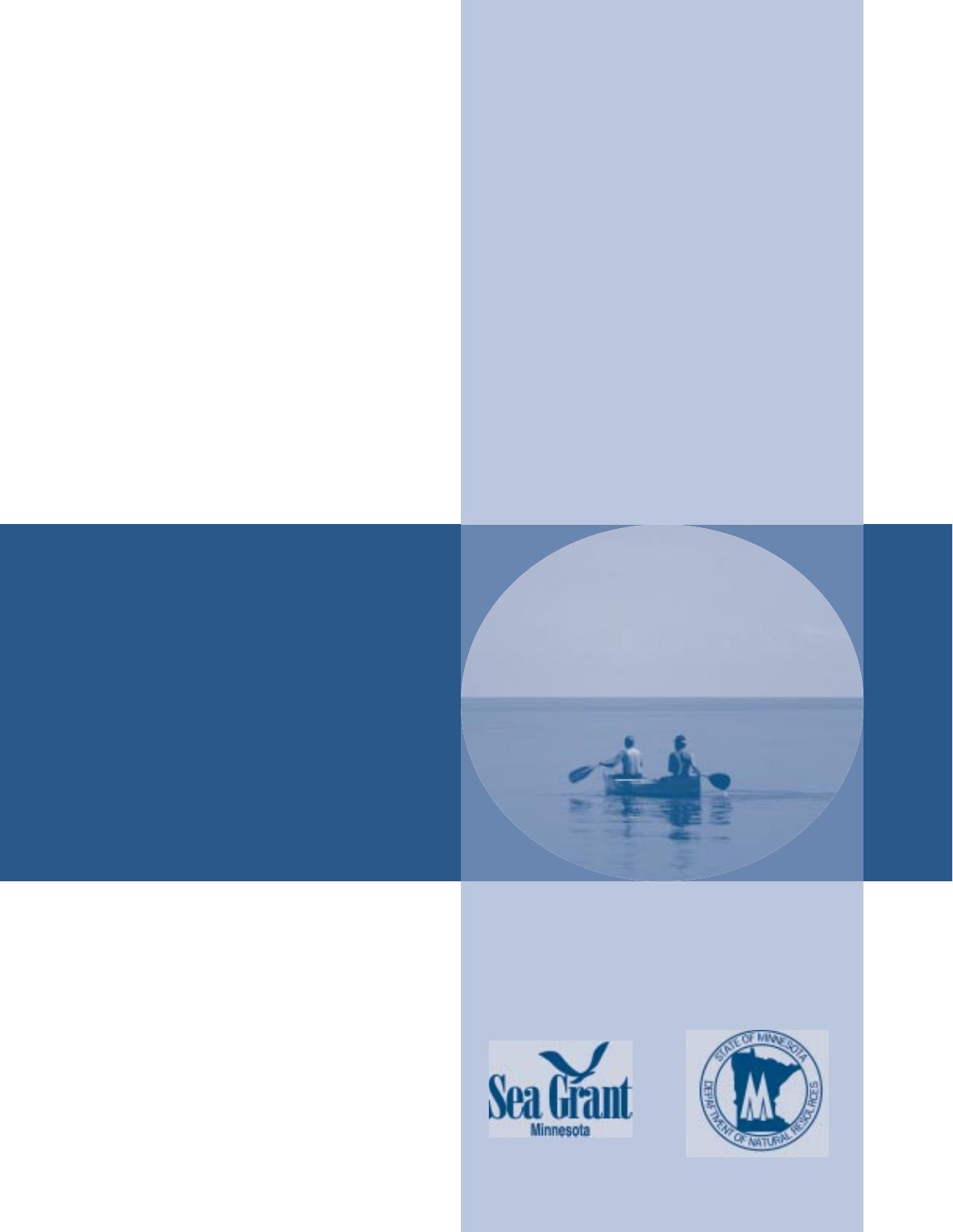Sea Grant

Minnesota